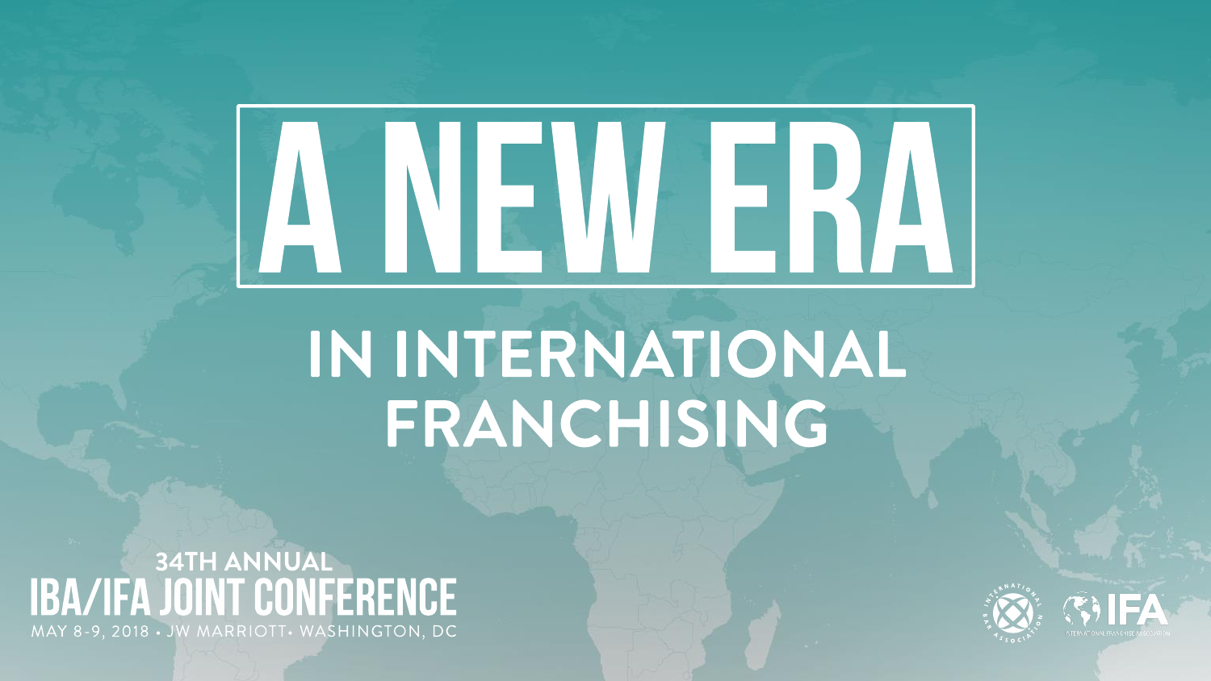# A NEW ERA

## IN INTERNATIONAL FRANCHISING

34TH ANNUAL

**IBA/IFA JOINT CONFERENCE**

MAY 8-9, 2018 • JW MARRIOTT • WASHINGTON, DC

INTERNATIONAL BAR ASSOCIATION

IFA INTERNATIONAL FRANCHISE ASSOCIATION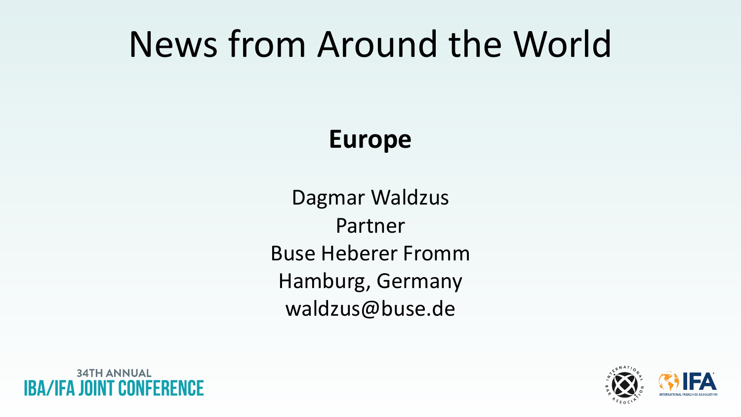# News from Around the World

## Europe

Dagmar Waldzus
Partner
Buse Heberer Fromm
Hamburg, Germany
waldzus@buse.de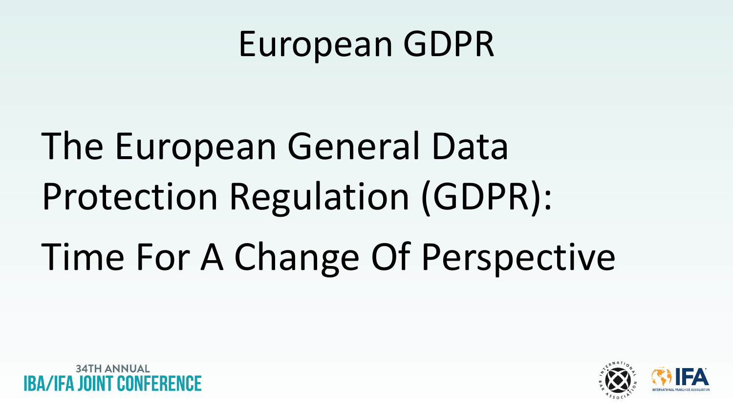# European GDPR

The European General Data Protection Regulation (GDPR):

Time For A Change Of Perspective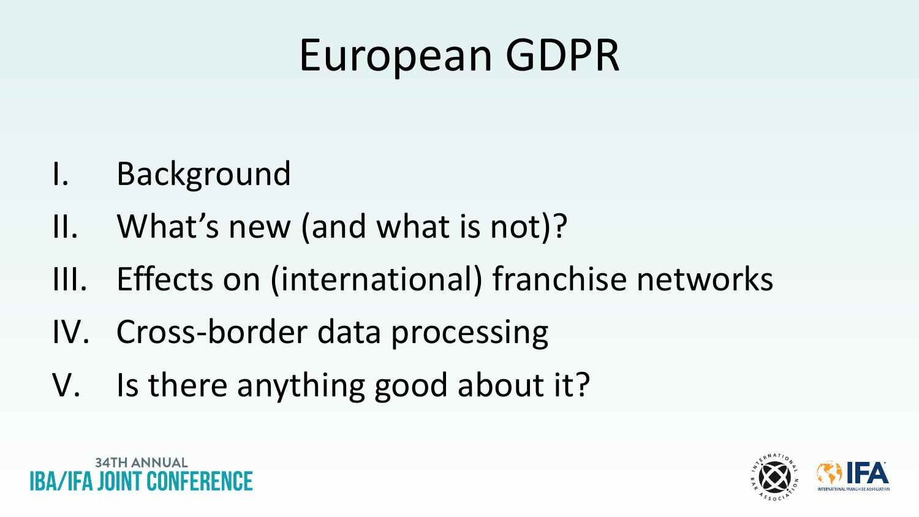# European GDPR

I. Background
II. What's new (and what is not)?
III. Effects on (international) franchise networks
IV. Cross-border data processing
V. Is there anything good about it?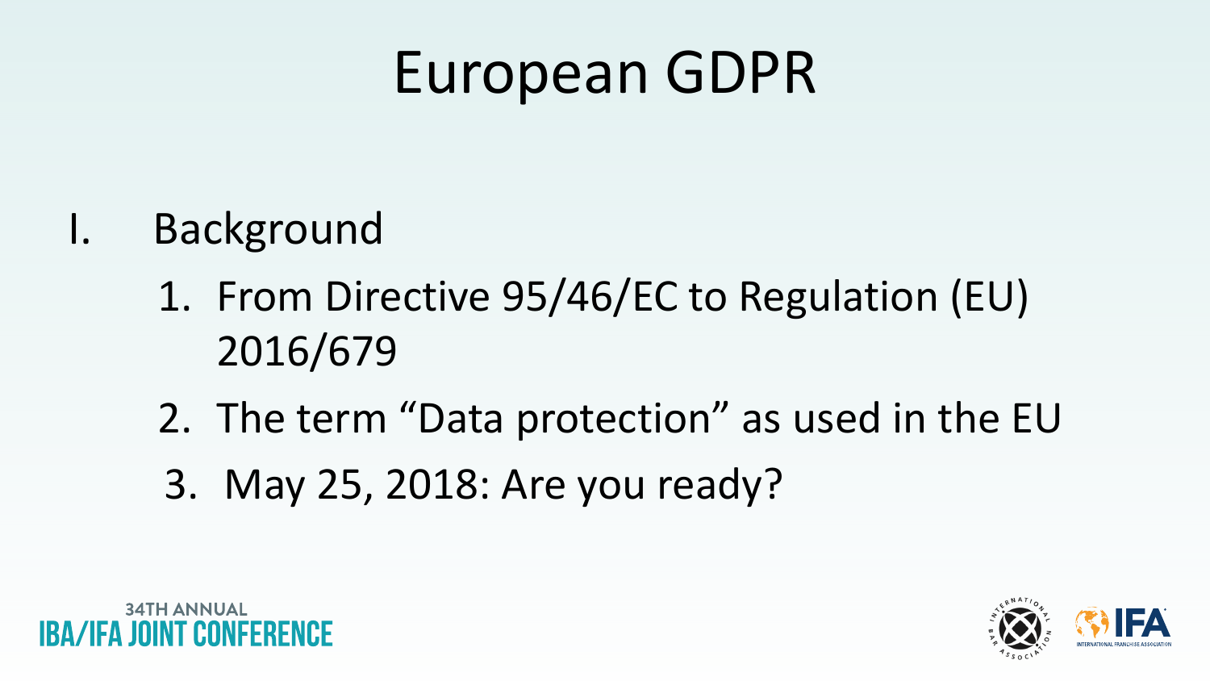# European GDPR

I. Background

1. From Directive 95/46/EC to Regulation (EU) 2016/679
2. The term "Data protection" as used in the EU
3. May 25, 2018: Are you ready?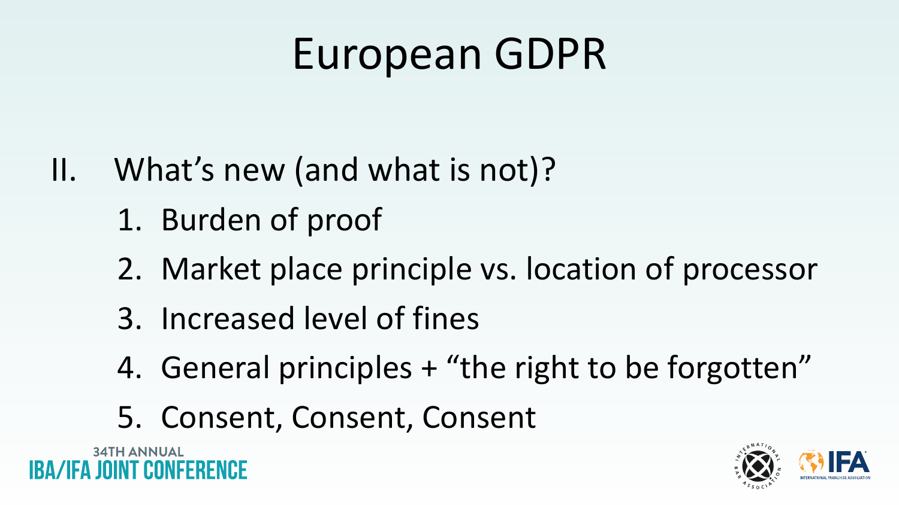# European GDPR

II. What's new (and what is not)?

1. Burden of proof
2. Market place principle vs. location of processor
3. Increased level of fines
4. General principles + "the right to be forgotten"
5. Consent, Consent, Consent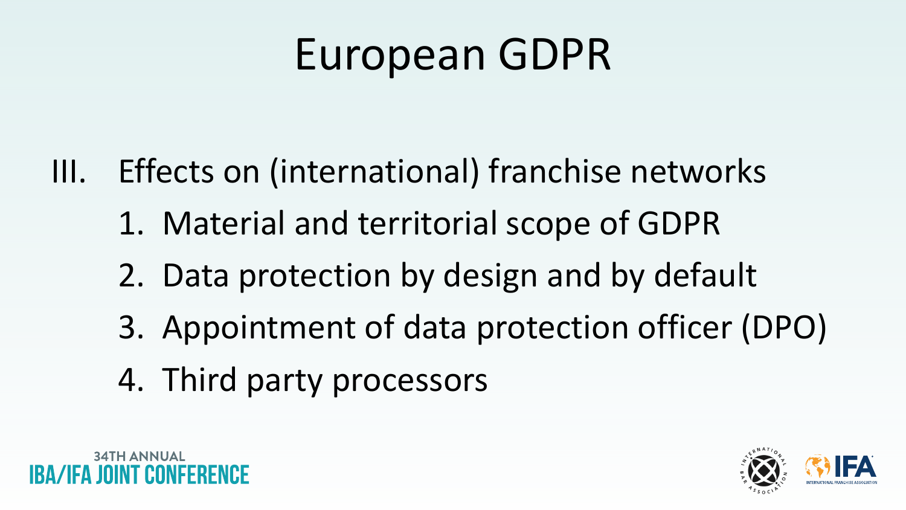# European GDPR

III. Effects on (international) franchise networks

1. Material and territorial scope of GDPR
2. Data protection by design and by default
3. Appointment of data protection officer (DPO)
4. Third party processors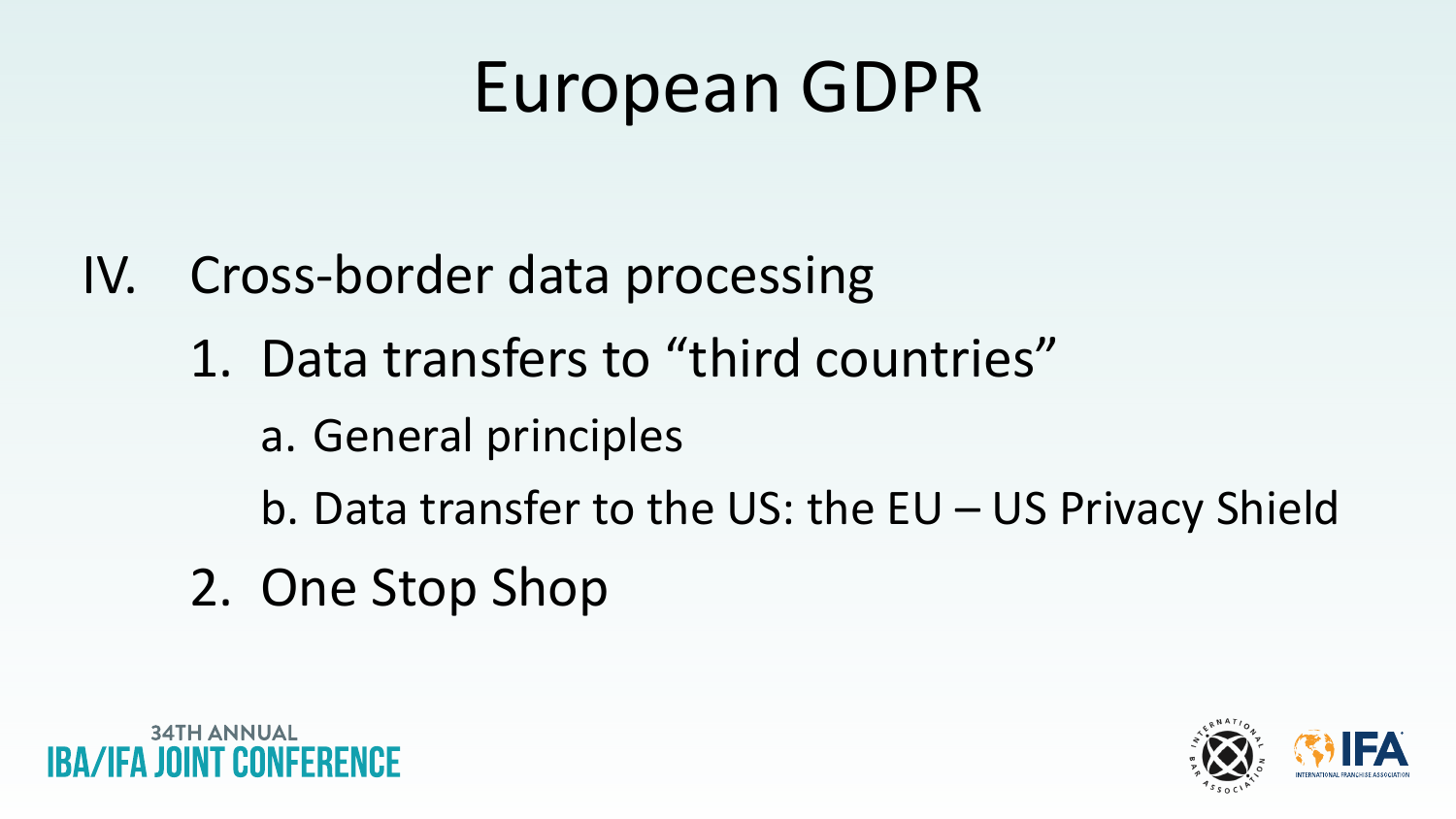# European GDPR

IV. Cross-border data processing

1. Data transfers to "third countries"
   - a. General principles
   - b. Data transfer to the US: the EU – US Privacy Shield
2. One Stop Shop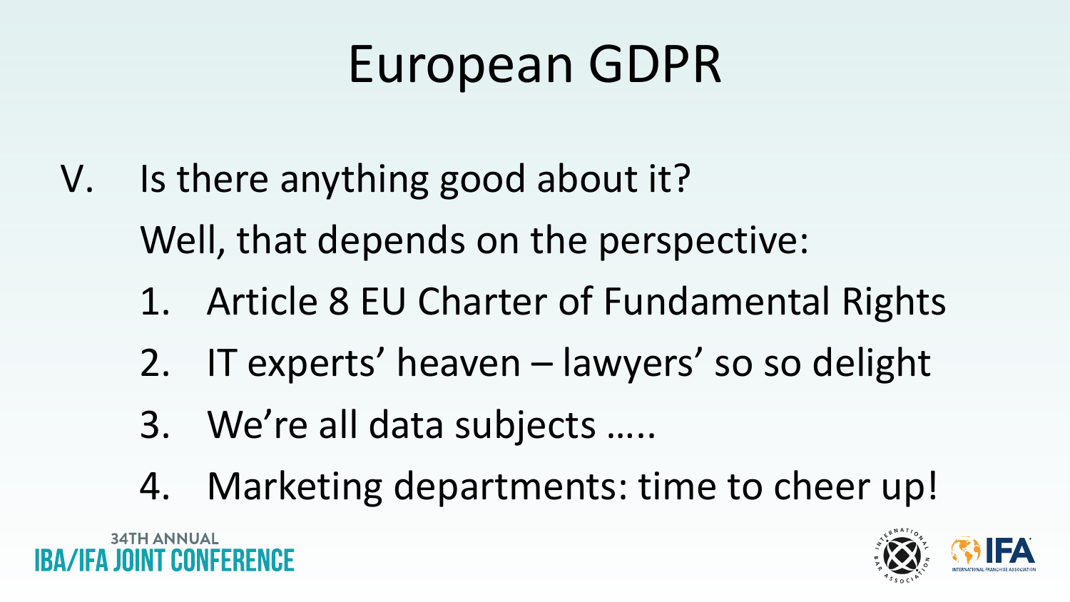# European GDPR

V. Is there anything good about it?

Well, that depends on the perspective:

1. Article 8 EU Charter of Fundamental Rights
2. IT experts' heaven – lawyers' so so delight
3. We're all data subjects …..
4. Marketing departments: time to cheer up!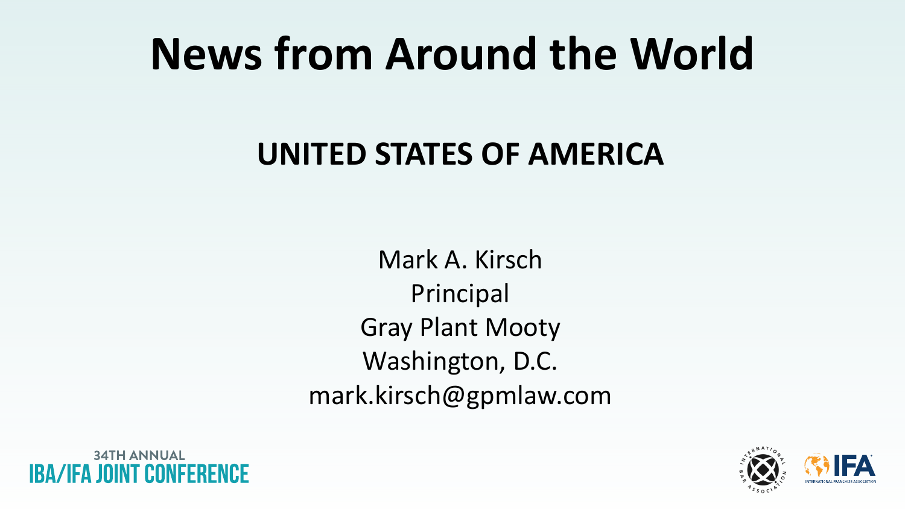# News from Around the World

## UNITED STATES OF AMERICA

Mark A. Kirsch
Principal
Gray Plant Mooty
Washington, D.C.
mark.kirsch@gpmlaw.com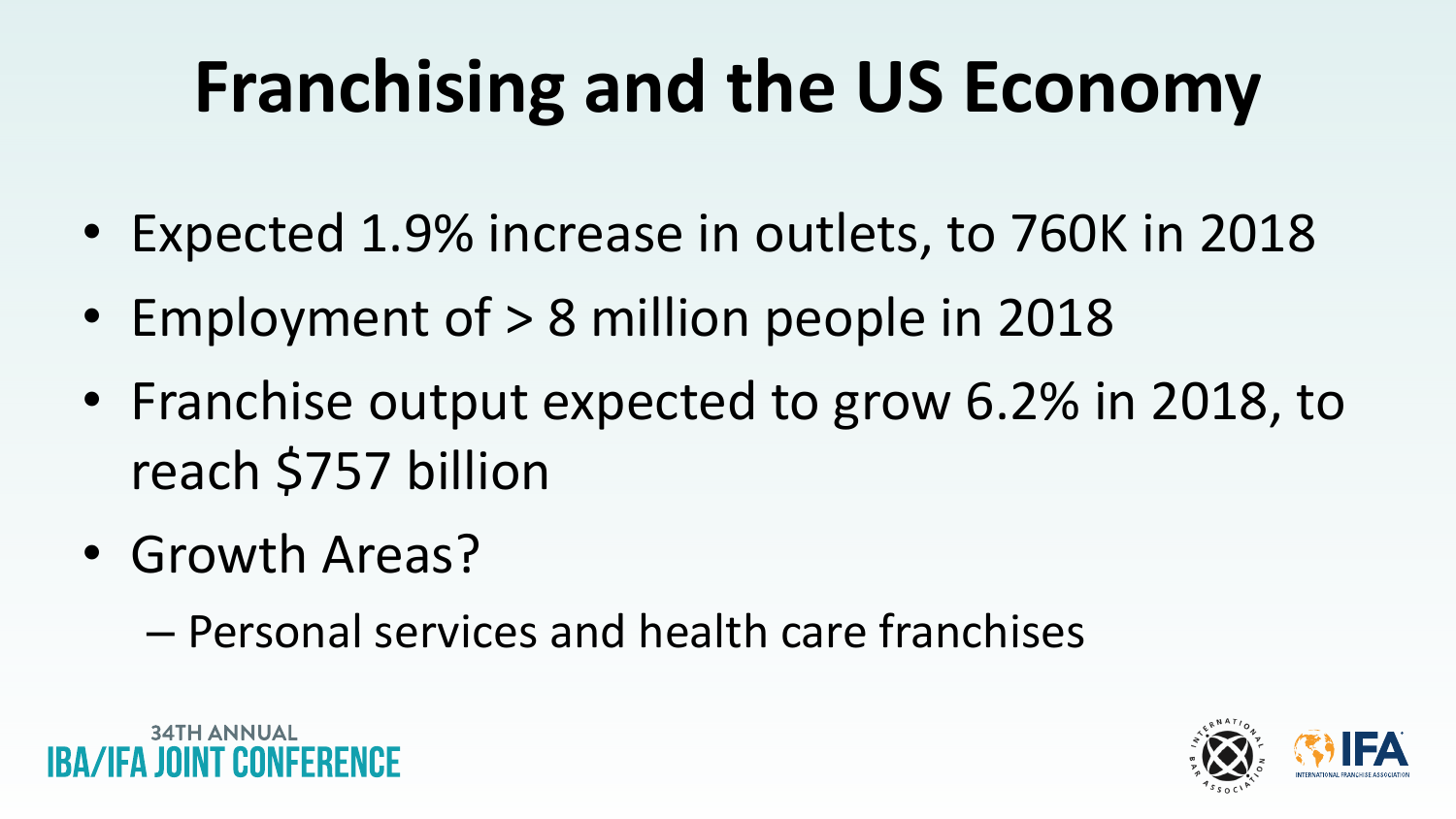# Franchising and the US Economy

- Expected 1.9% increase in outlets, to 760K in 2018
- Employment of > 8 million people in 2018
- Franchise output expected to grow 6.2% in 2018, to reach $757 billion
- Growth Areas?
  - Personal services and health care franchises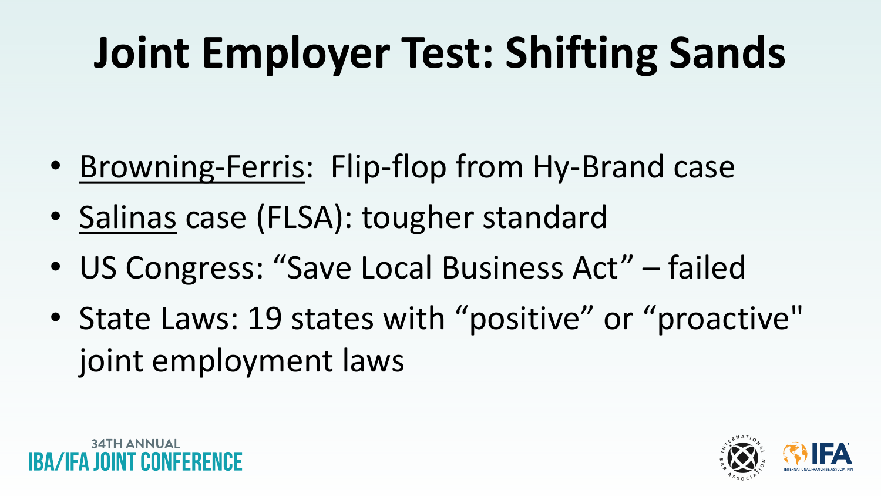# Joint Employer Test: Shifting Sands

- Browning-Ferris: Flip-flop from Hy-Brand case
- Salinas case (FLSA): tougher standard
- US Congress: "Save Local Business Act" – failed
- State Laws: 19 states with "positive" or "proactive" joint employment laws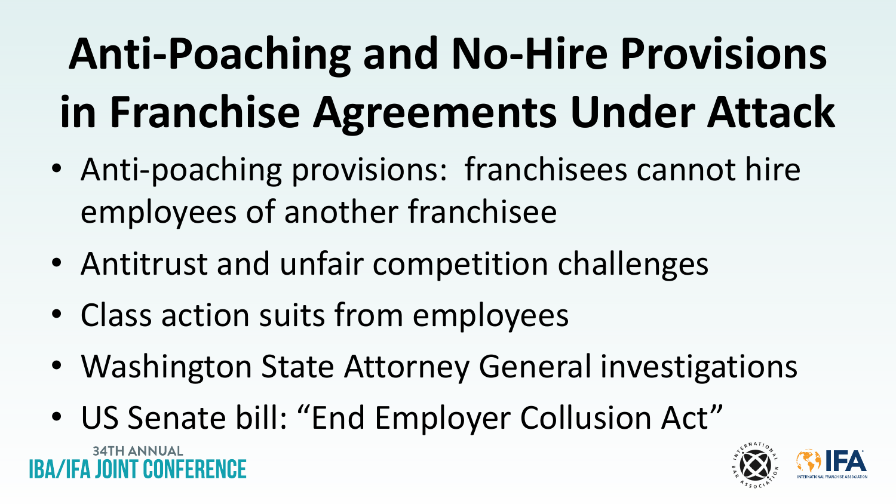# Anti-Poaching and No-Hire Provisions in Franchise Agreements Under Attack

- Anti-poaching provisions: franchisees cannot hire employees of another franchisee
- Antitrust and unfair competition challenges
- Class action suits from employees
- Washington State Attorney General investigations
- US Senate bill: "End Employer Collusion Act"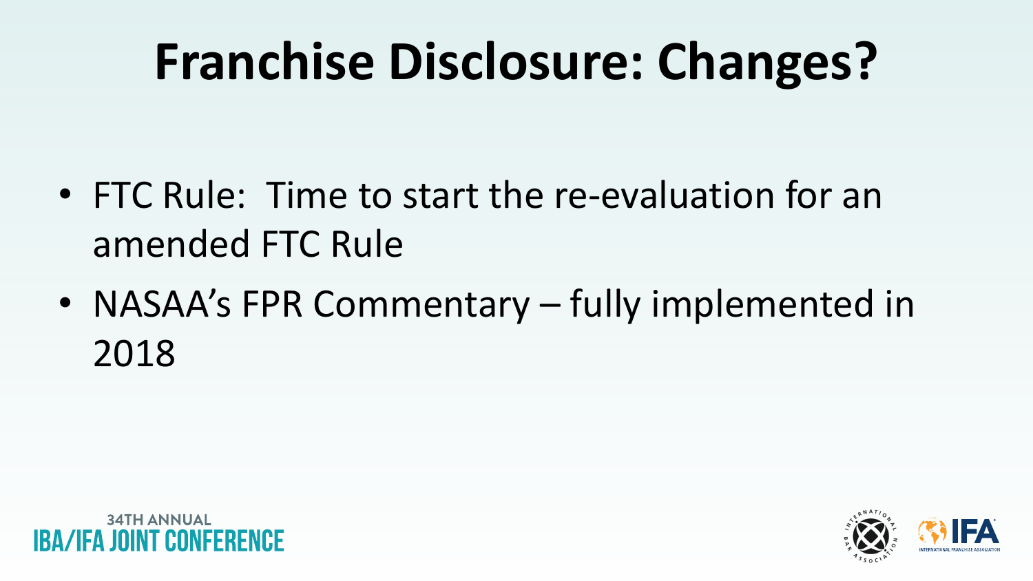# Franchise Disclosure: Changes?

- FTC Rule: Time to start the re-evaluation for an amended FTC Rule
- NASAA's FPR Commentary – fully implemented in 2018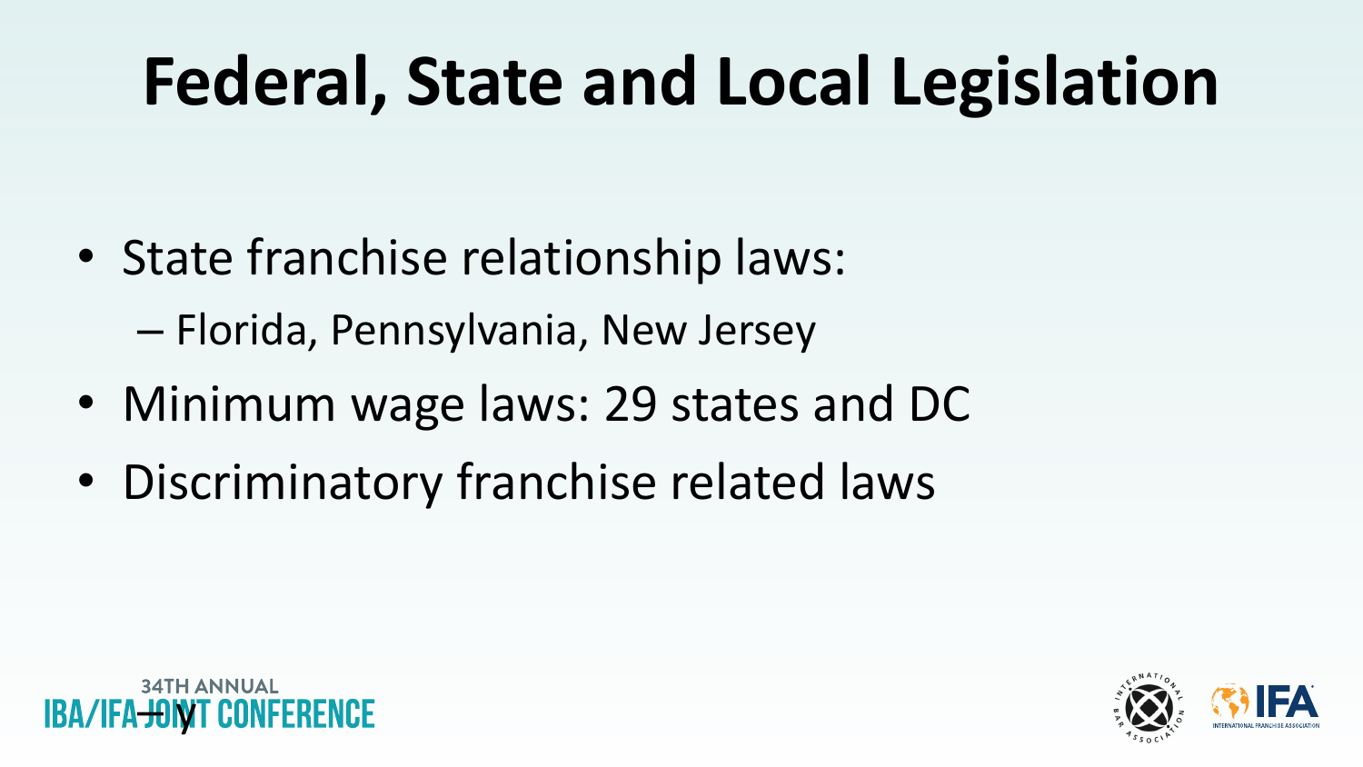# Federal, State and Local Legislation

- State franchise relationship laws:
  - Florida, Pennsylvania, New Jersey
- Minimum wage laws: 29 states and DC
- Discriminatory franchise related laws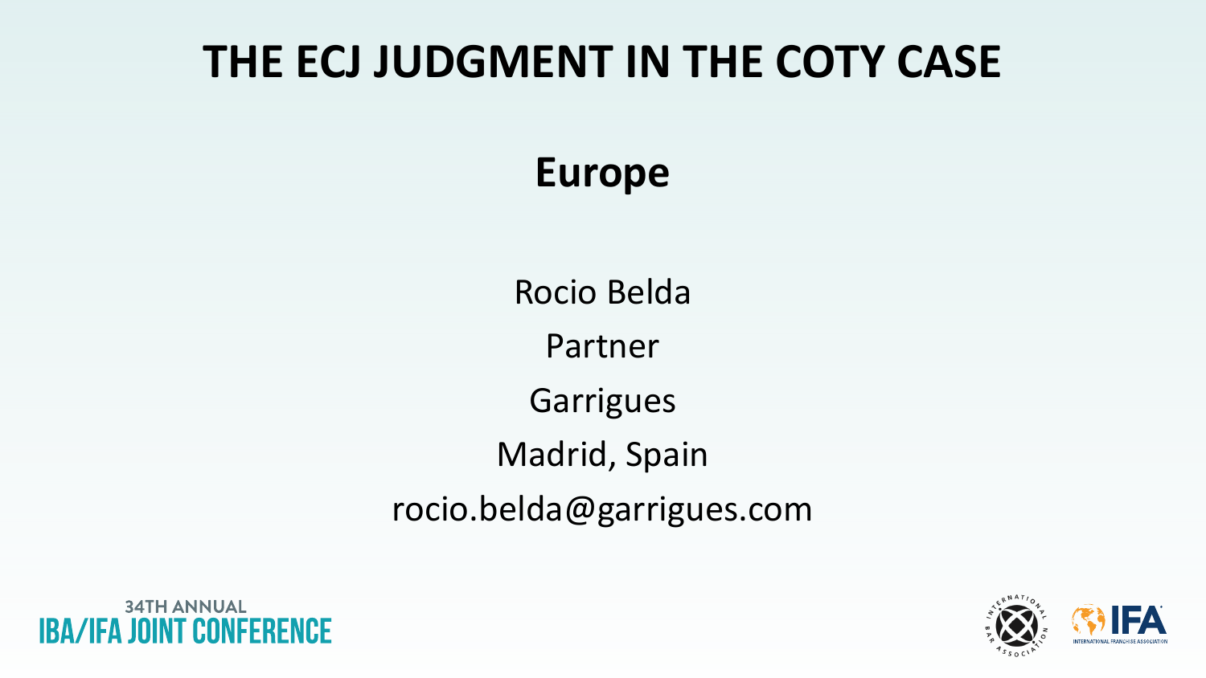# THE ECJ JUDGMENT IN THE COTY CASE

## Europe

Rocio Belda

Partner

Garrigues

Madrid, Spain

rocio.belda@garrigues.com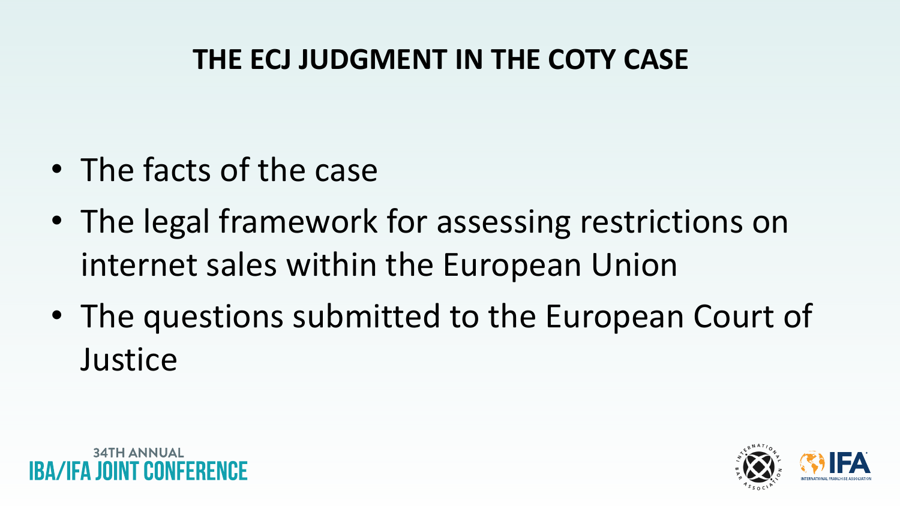# THE ECJ JUDGMENT IN THE COTY CASE

- The facts of the case
- The legal framework for assessing restrictions on internet sales within the European Union
- The questions submitted to the European Court of Justice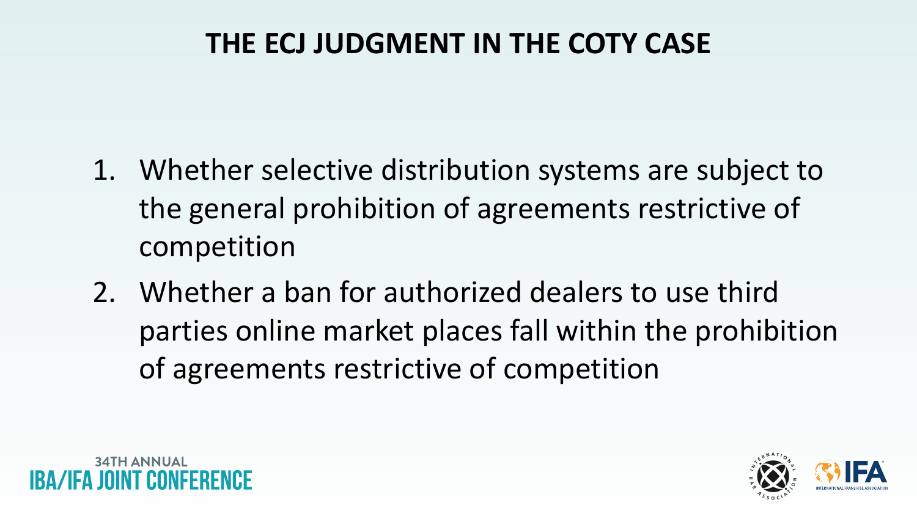# THE ECJ JUDGMENT IN THE COTY CASE

1. Whether selective distribution systems are subject to the general prohibition of agreements restrictive of competition
2. Whether a ban for authorized dealers to use third parties online market places fall within the prohibition of agreements restrictive of competition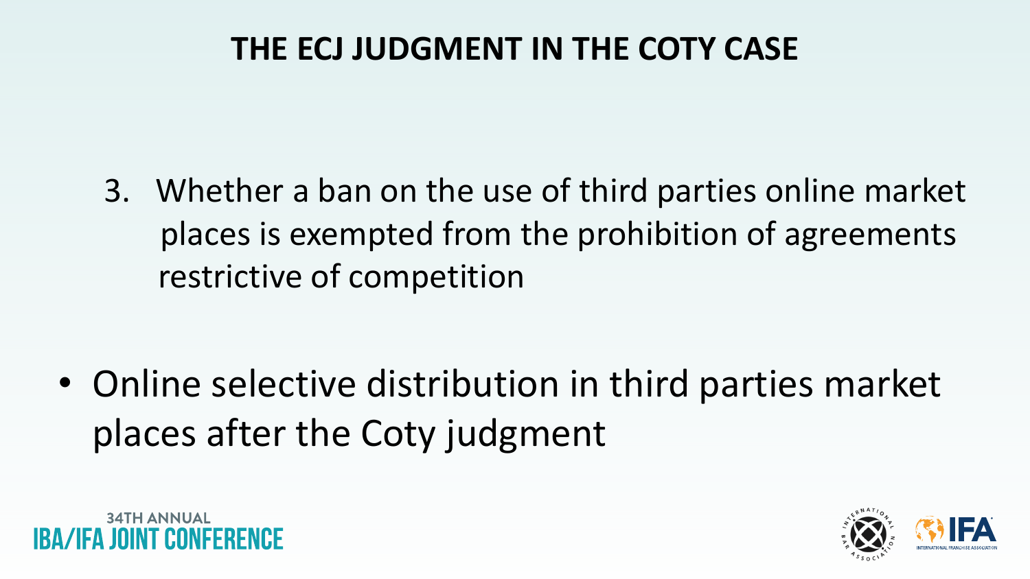# THE ECJ JUDGMENT IN THE COTY CASE

3. Whether a ban on the use of third parties online market places is exempted from the prohibition of agreements restrictive of competition

- Online selective distribution in third parties market places after the Coty judgment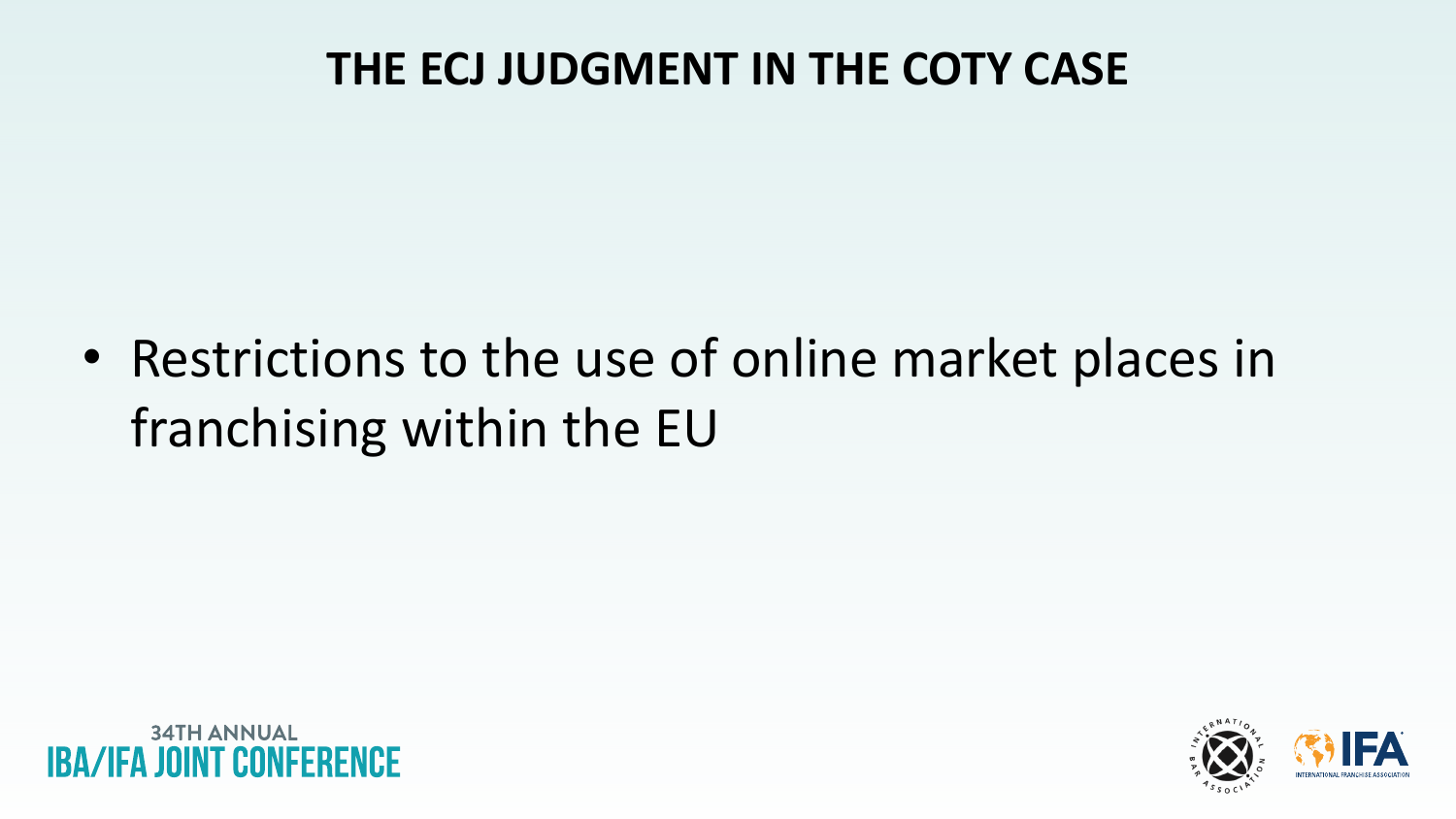# THE ECJ JUDGMENT IN THE COTY CASE

- Restrictions to the use of online market places in franchising within the EU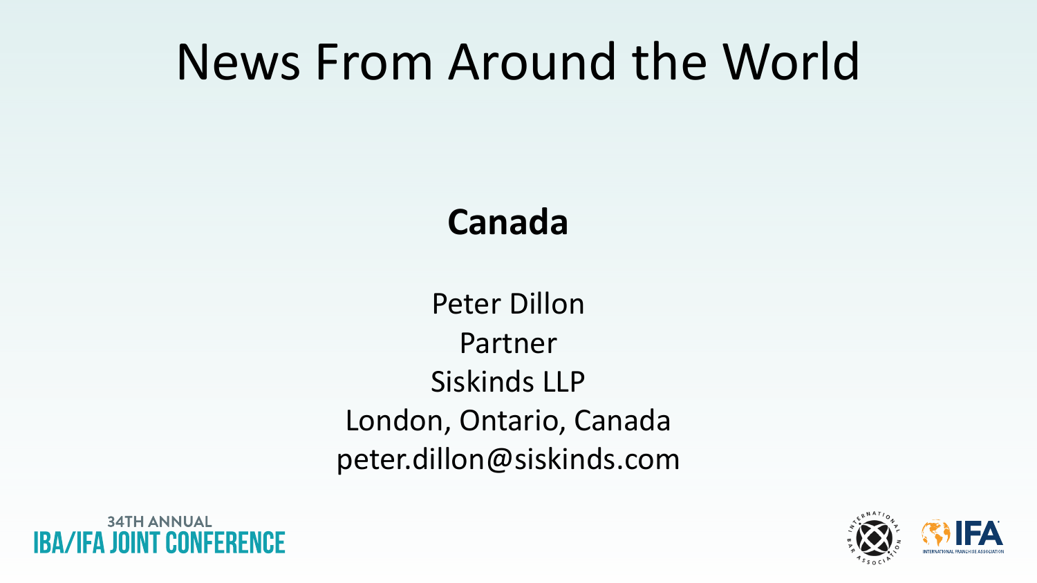# News From Around the World

## Canada

Peter Dillon
Partner
Siskinds LLP
London, Ontario, Canada
peter.dillon@siskinds.com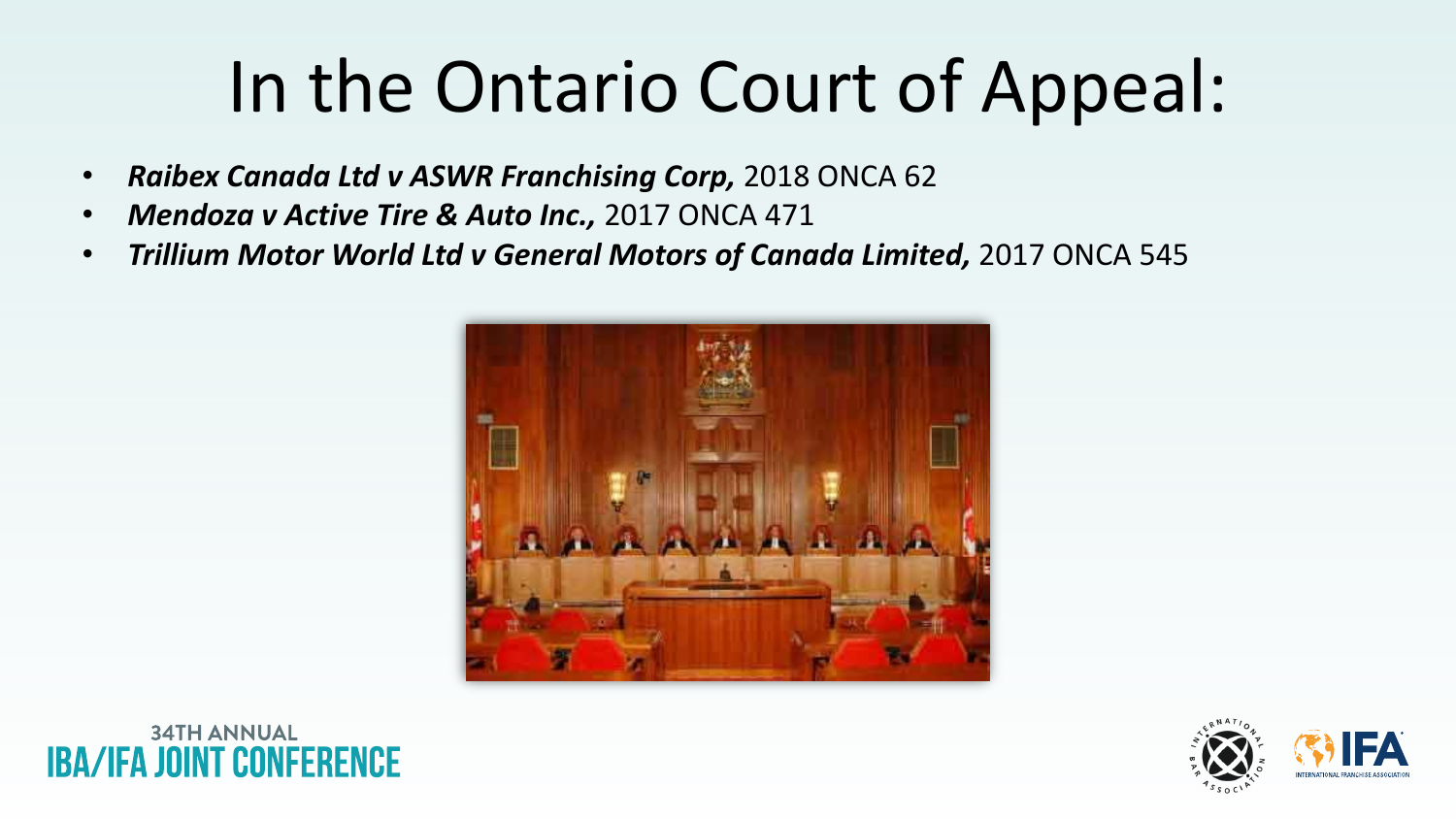# In the Ontario Court of Appeal:

- ***Raibex Canada Ltd v ASWR Franchising Corp,*** 2018 ONCA 62
- ***Mendoza v Active Tire & Auto Inc.,*** 2017 ONCA 471
- ***Trillium Motor World Ltd v General Motors of Canada Limited,*** 2017 ONCA 545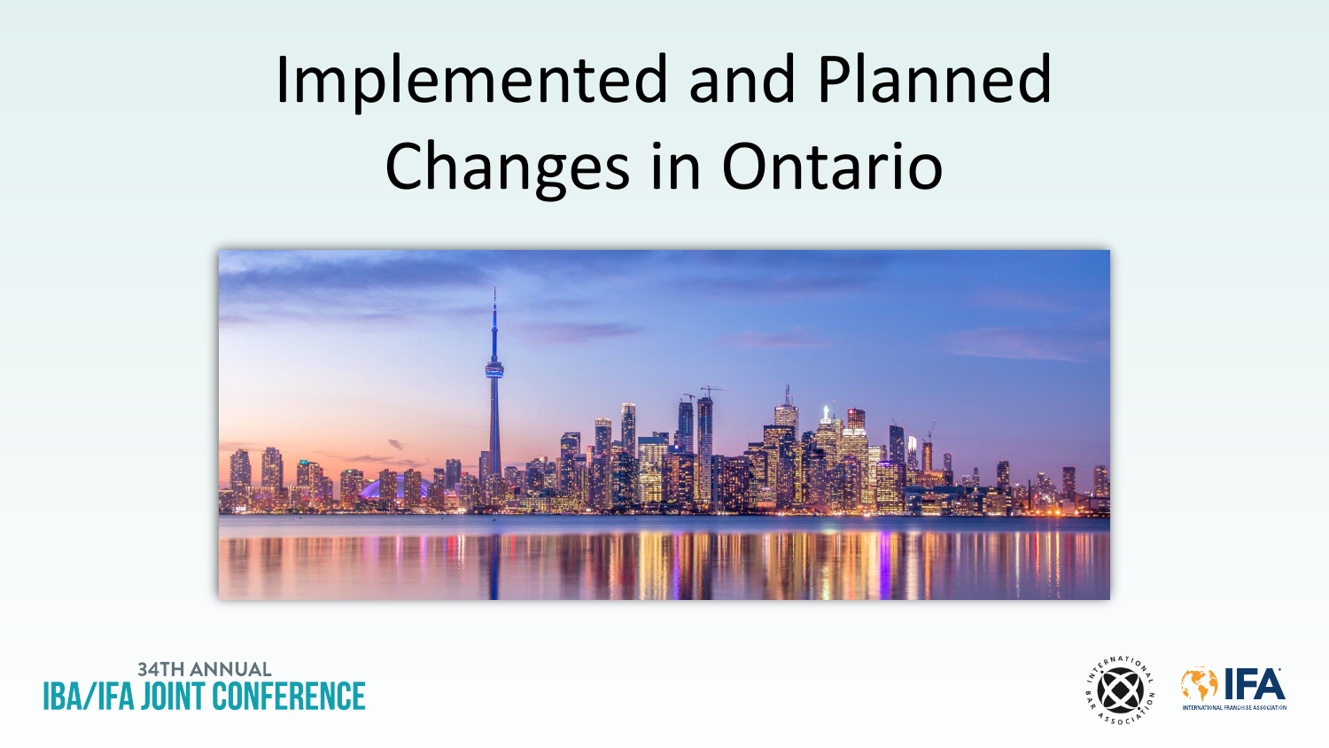# Implemented and Planned Changes in Ontario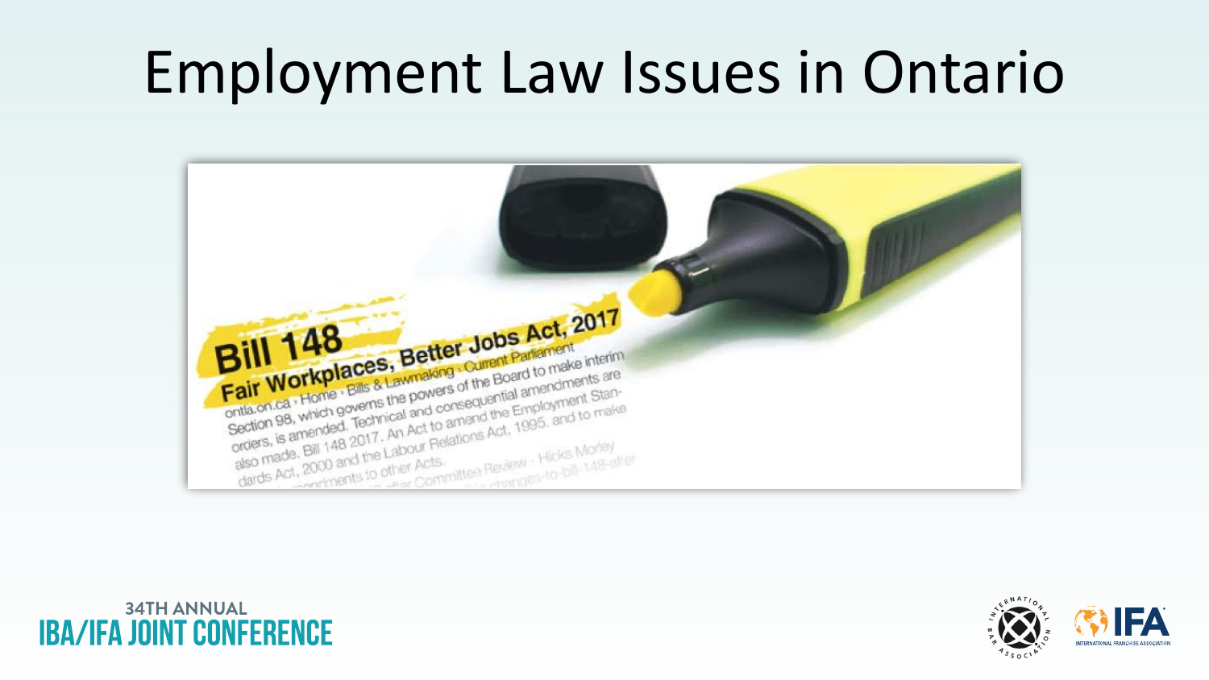# Employment Law Issues in Ontario

Bill 148

Fair Workplaces, Better Jobs Act, 2017

ontla.on.ca › Home › Bills & Lawmaking › Current Parliament

Section 98, which governs the powers of the Board to make interim orders, is amended. Technical and consequential amendments are also made. Bill 148 2017. An Act to amend the Employment Standards Act, 2000 and the Labour Relations Act, 1995. and to make amendments to other Acts.

...after Committee Review · Hicks Morley

...changes-to-bill-148-after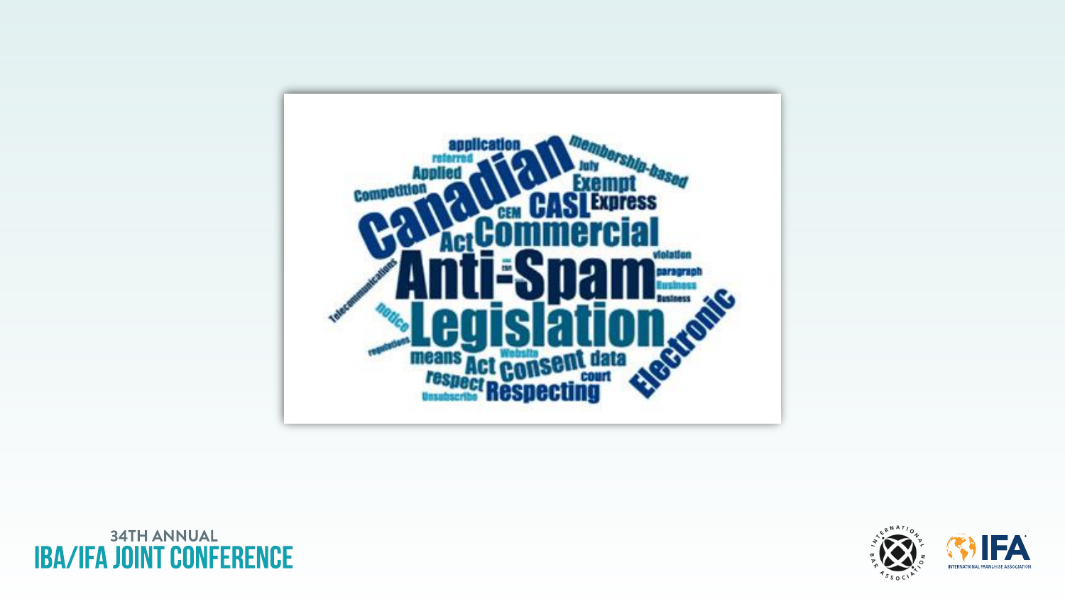application
referred
membership-based
Applied
July
Competition
Canadian
Exempt
CEM
CASL
Express
Act
Commercial
violation
Telecommunications
Anti-Spam
paragraph
Business
Business
notice
Legislation
Electronic
regulations
means
Website
Act
Consent
data
respect
court
Unsubscribe
Respecting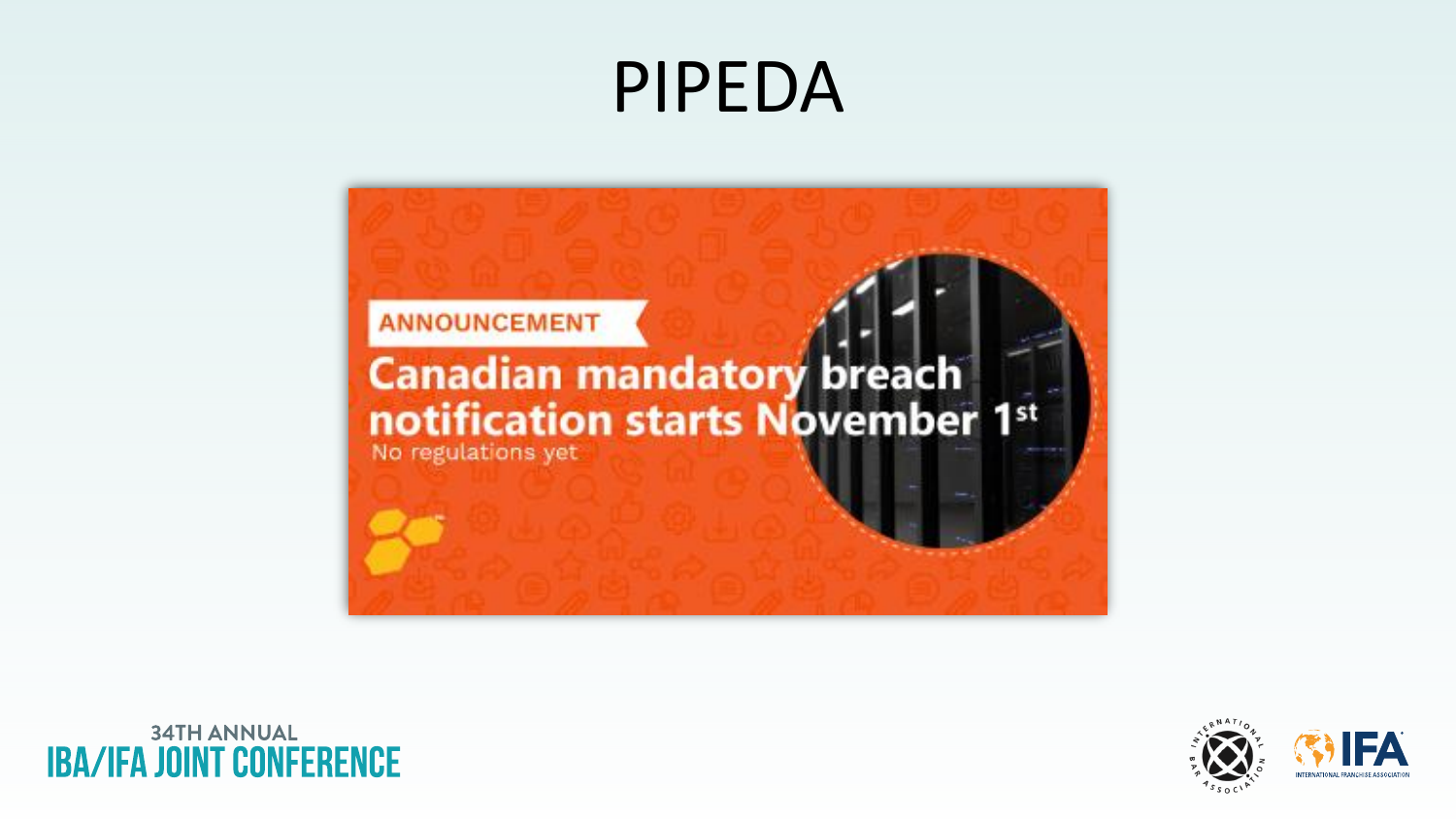# PIPEDA

ANNOUNCEMENT

**Canadian mandatory breach notification starts November 1st**

No regulations yet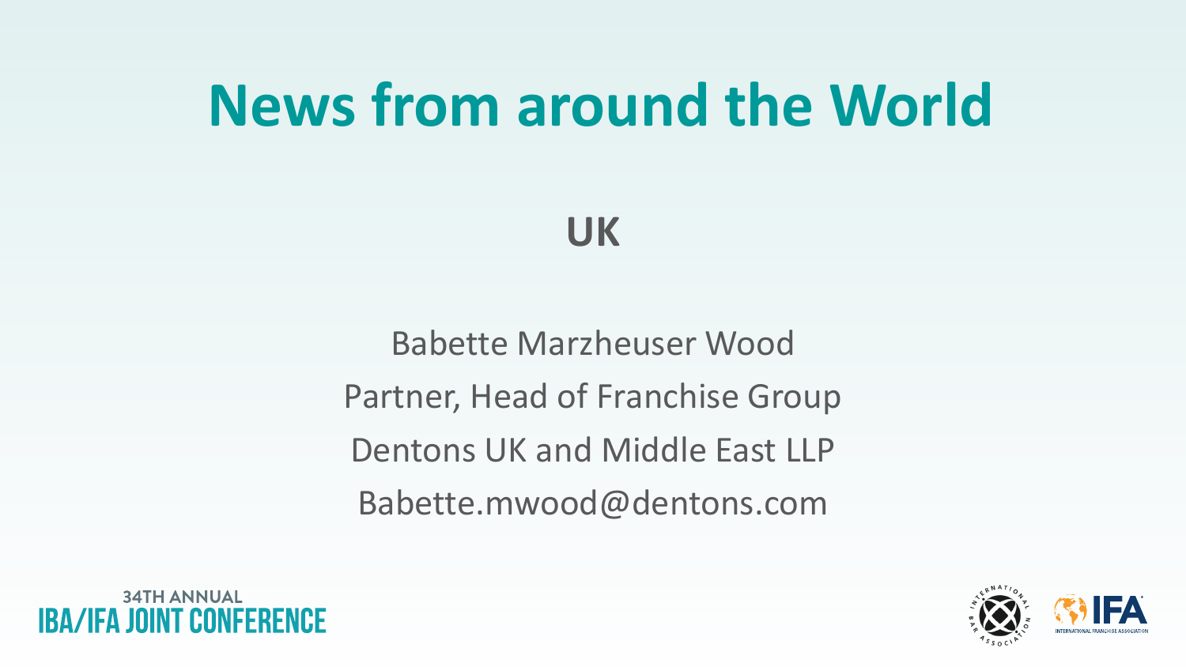# News from around the World

## UK

Babette Marzheuser Wood

Partner, Head of Franchise Group

Dentons UK and Middle East LLP

Babette.mwood@dentons.com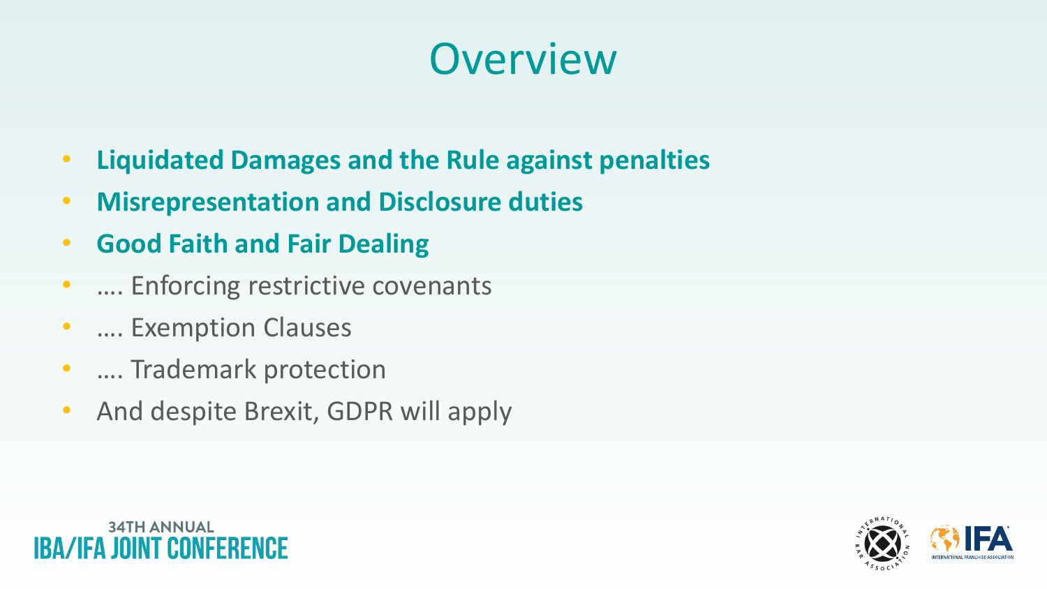# Overview

- **Liquidated Damages and the Rule against penalties**
- **Misrepresentation and Disclosure duties**
- **Good Faith and Fair Dealing**
- …. Enforcing restrictive covenants
- …. Exemption Clauses
- …. Trademark protection
- And despite Brexit, GDPR will apply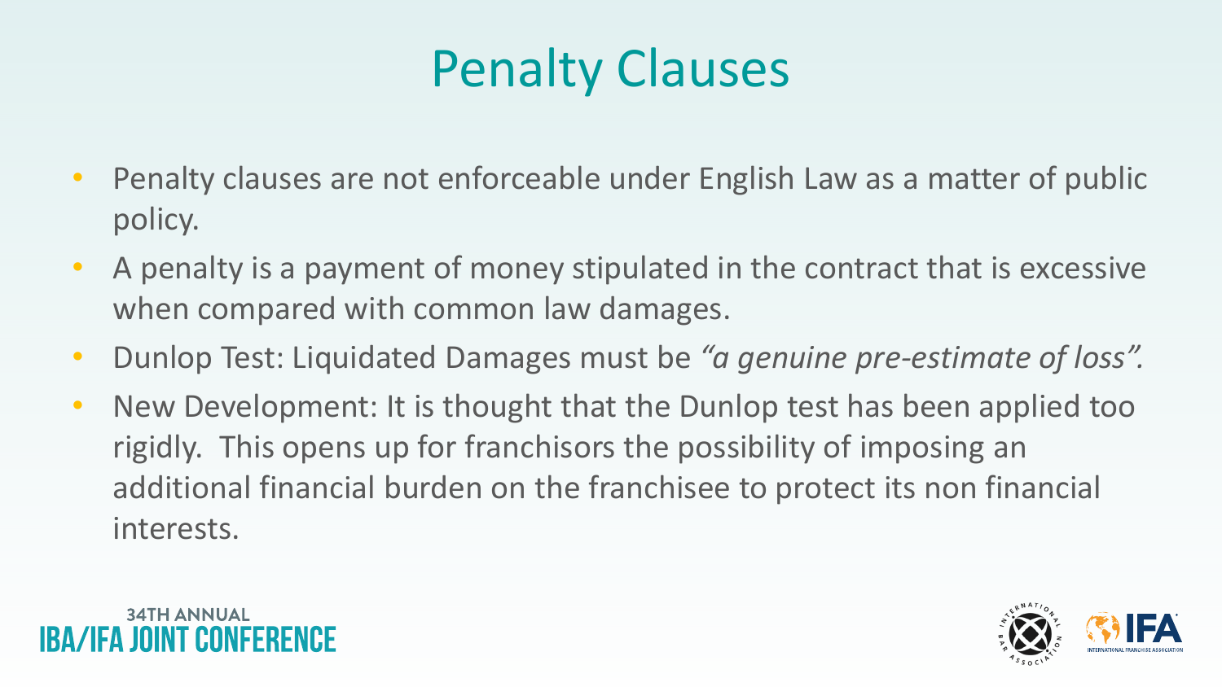# Penalty Clauses

- Penalty clauses are not enforceable under English Law as a matter of public policy.
- A penalty is a payment of money stipulated in the contract that is excessive when compared with common law damages.
- Dunlop Test: Liquidated Damages must be *"a genuine pre-estimate of loss".*
- New Development: It is thought that the Dunlop test has been applied too rigidly. This opens up for franchisors the possibility of imposing an additional financial burden on the franchisee to protect its non financial interests.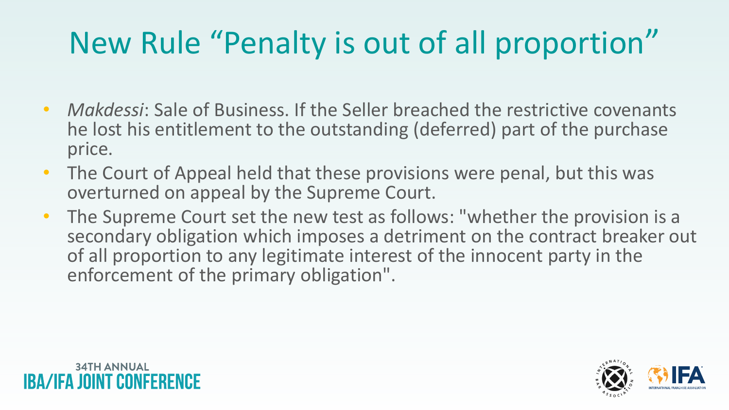# New Rule "Penalty is out of all proportion"

- *Makdessi*: Sale of Business. If the Seller breached the restrictive covenants he lost his entitlement to the outstanding (deferred) part of the purchase price.
- The Court of Appeal held that these provisions were penal, but this was overturned on appeal by the Supreme Court.
- The Supreme Court set the new test as follows: "whether the provision is a secondary obligation which imposes a detriment on the contract breaker out of all proportion to any legitimate interest of the innocent party in the enforcement of the primary obligation".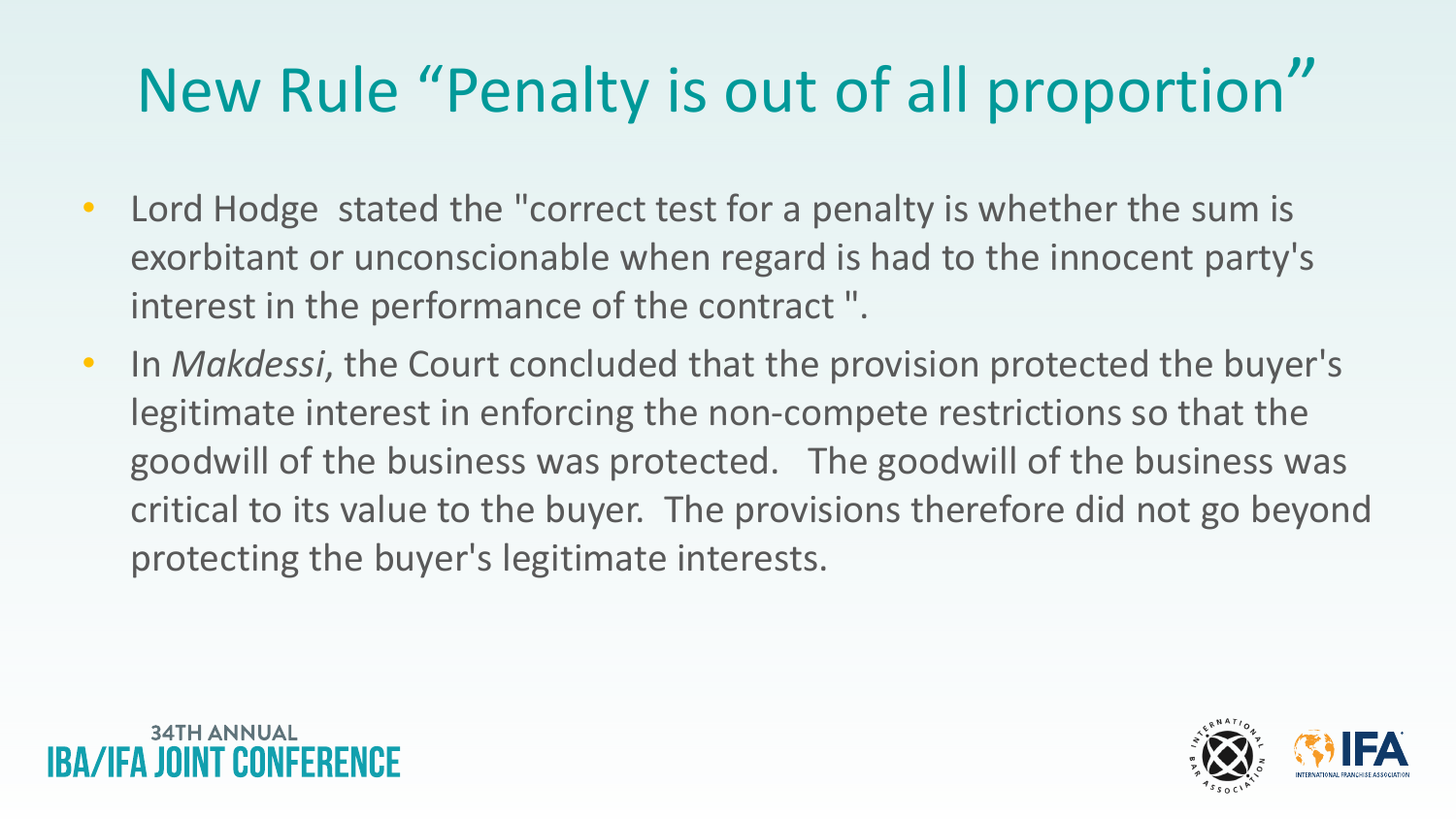# New Rule “Penalty is out of all proportion”

- Lord Hodge stated the "correct test for a penalty is whether the sum is exorbitant or unconscionable when regard is had to the innocent party's interest in the performance of the contract ".
- In *Makdessi*, the Court concluded that the provision protected the buyer's legitimate interest in enforcing the non-compete restrictions so that the goodwill of the business was protected. The goodwill of the business was critical to its value to the buyer. The provisions therefore did not go beyond protecting the buyer's legitimate interests.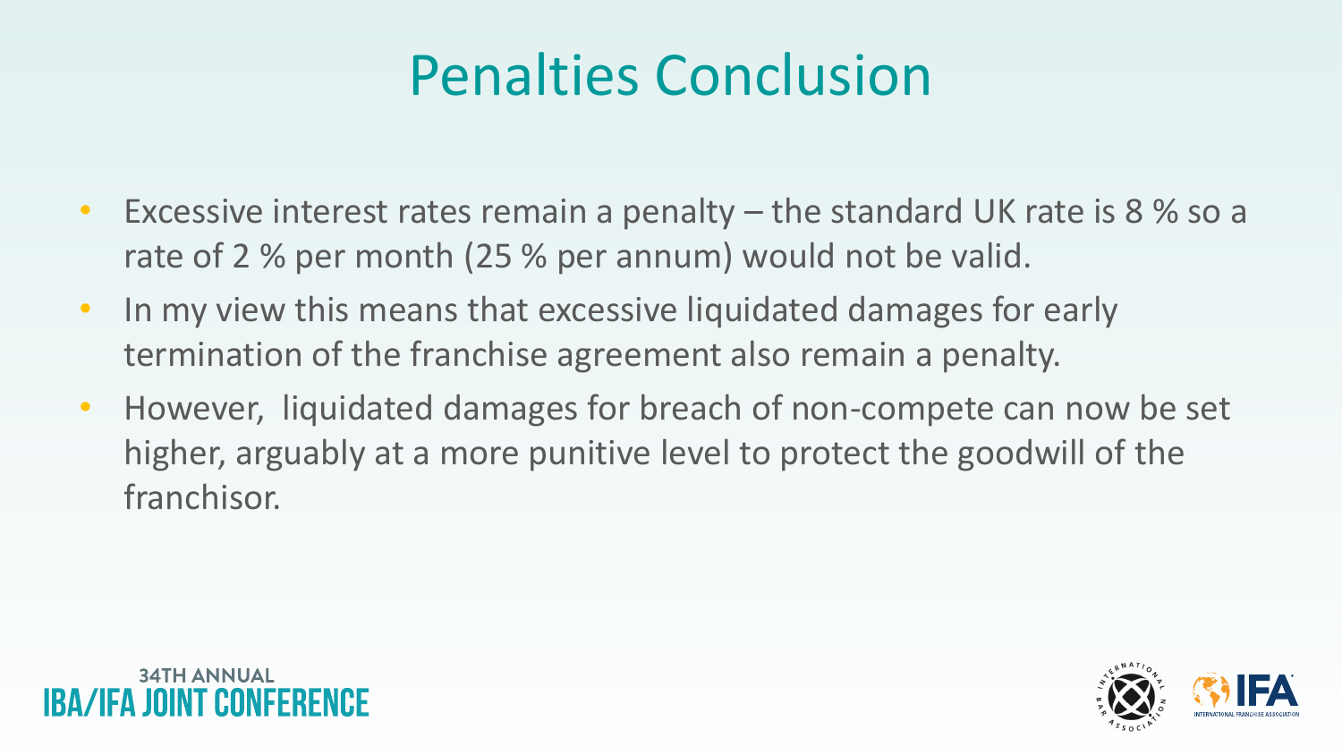# Penalties Conclusion

- Excessive interest rates remain a penalty – the standard UK rate is 8 % so a rate of 2 % per month (25 % per annum) would not be valid.
- In my view this means that excessive liquidated damages for early termination of the franchise agreement also remain a penalty.
- However, liquidated damages for breach of non-compete can now be set higher, arguably at a more punitive level to protect the goodwill of the franchisor.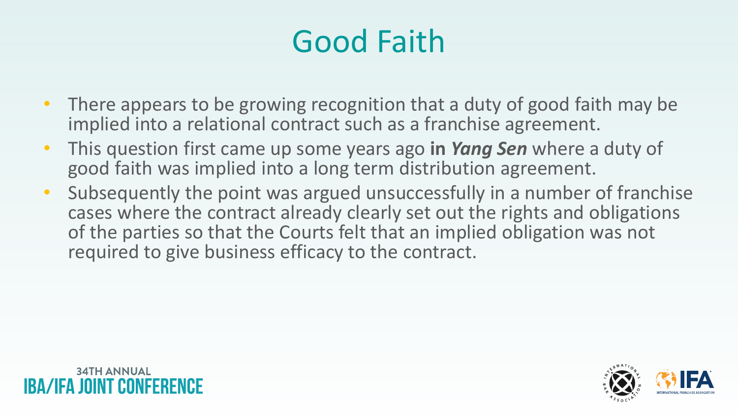# Good Faith

- There appears to be growing recognition that a duty of good faith may be implied into a relational contract such as a franchise agreement.
- This question first came up some years ago **in *Yang Sen*** where a duty of good faith was implied into a long term distribution agreement.
- Subsequently the point was argued unsuccessfully in a number of franchise cases where the contract already clearly set out the rights and obligations of the parties so that the Courts felt that an implied obligation was not required to give business efficacy to the contract.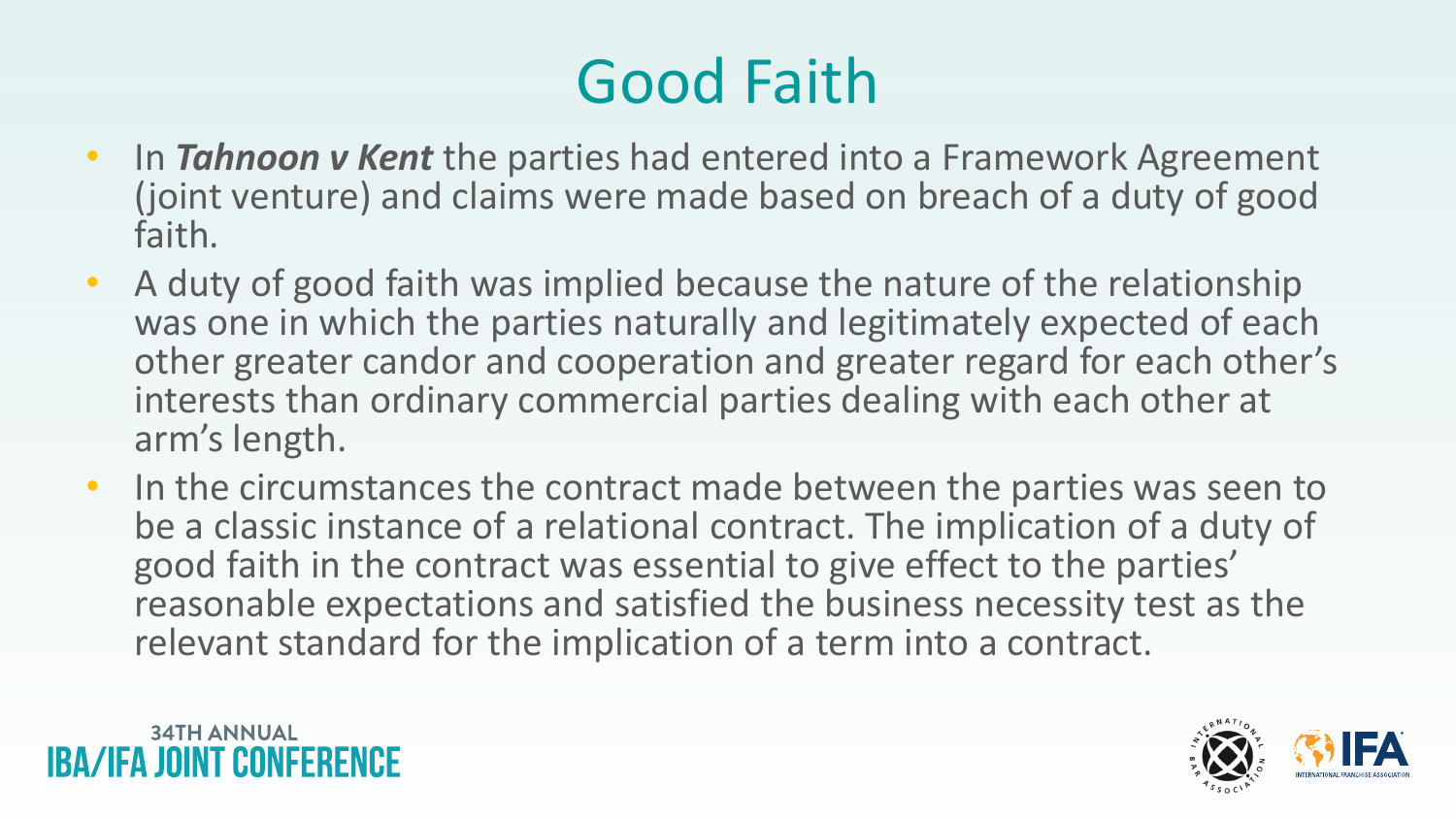# Good Faith

- In ***Tahnoon v Kent*** the parties had entered into a Framework Agreement (joint venture) and claims were made based on breach of a duty of good faith.
- A duty of good faith was implied because the nature of the relationship was one in which the parties naturally and legitimately expected of each other greater candor and cooperation and greater regard for each other's interests than ordinary commercial parties dealing with each other at arm's length.
- In the circumstances the contract made between the parties was seen to be a classic instance of a relational contract. The implication of a duty of good faith in the contract was essential to give effect to the parties' reasonable expectations and satisfied the business necessity test as the relevant standard for the implication of a term into a contract.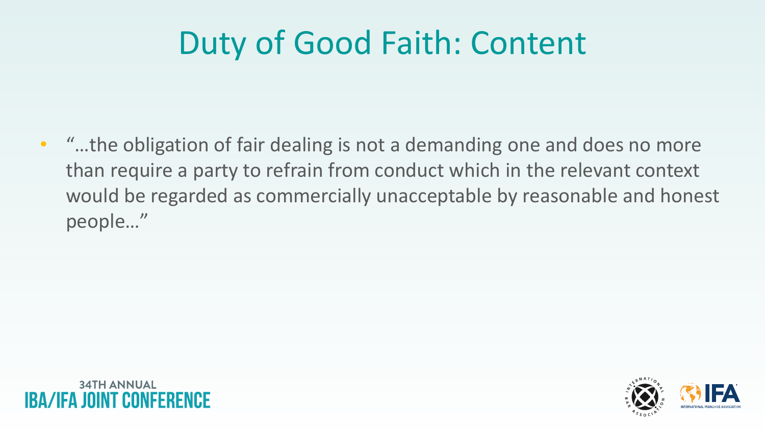# Duty of Good Faith: Content

- "…the obligation of fair dealing is not a demanding one and does no more than require a party to refrain from conduct which in the relevant context would be regarded as commercially unacceptable by reasonable and honest people…"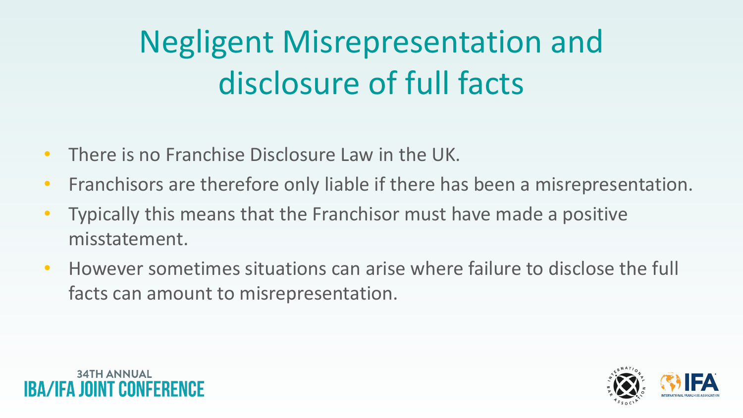# Negligent Misrepresentation and disclosure of full facts

- There is no Franchise Disclosure Law in the UK.
- Franchisors are therefore only liable if there has been a misrepresentation.
- Typically this means that the Franchisor must have made a positive misstatement.
- However sometimes situations can arise where failure to disclose the full facts can amount to misrepresentation.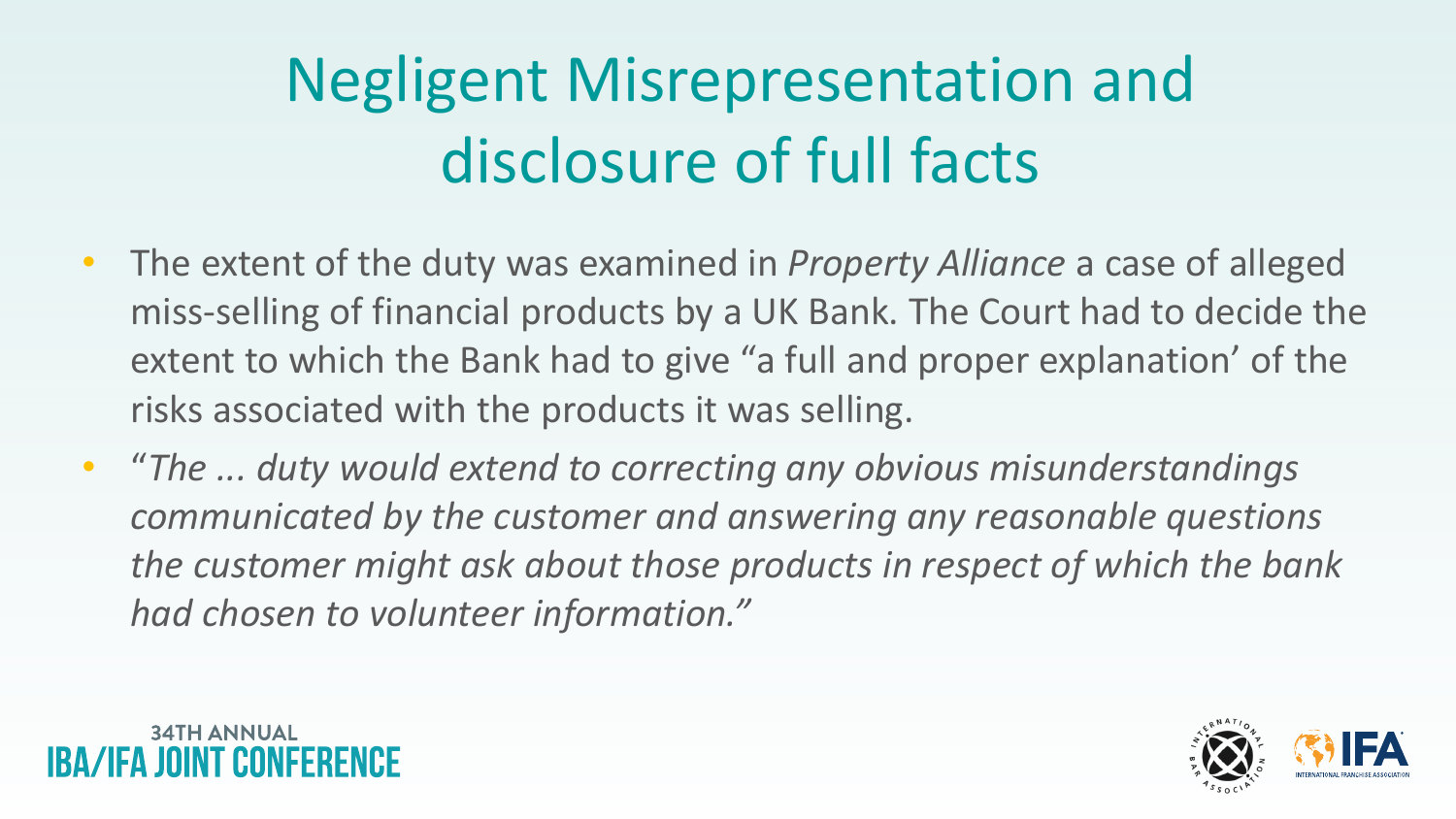# Negligent Misrepresentation and disclosure of full facts

- The extent of the duty was examined in *Property Alliance* a case of alleged miss-selling of financial products by a UK Bank. The Court had to decide the extent to which the Bank had to give "a full and proper explanation' of the risks associated with the products it was selling.
- "*The ... duty would extend to correcting any obvious misunderstandings communicated by the customer and answering any reasonable questions the customer might ask about those products in respect of which the bank had chosen to volunteer information."*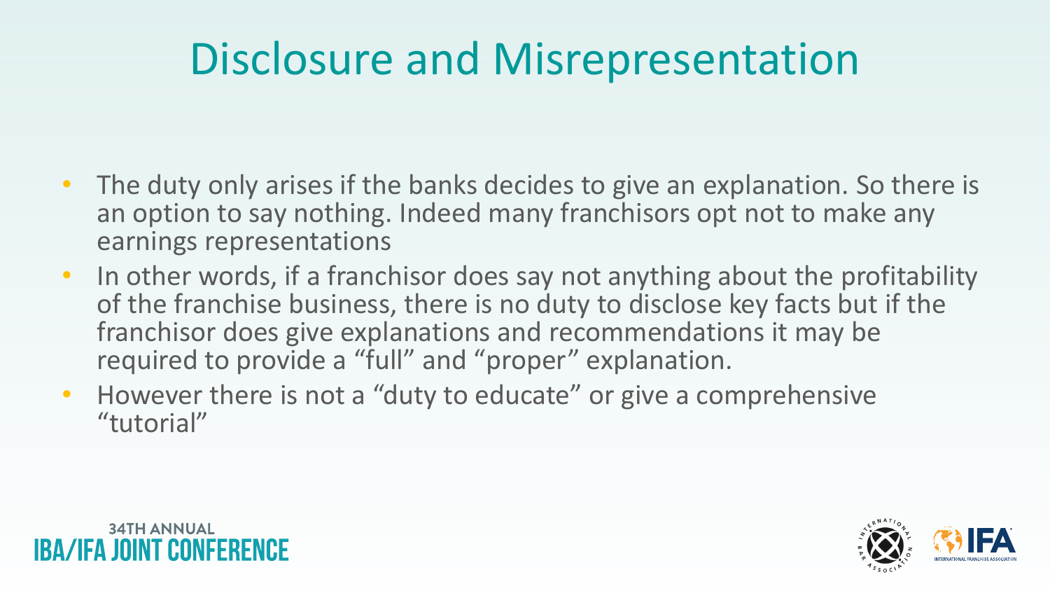# Disclosure and Misrepresentation

- The duty only arises if the banks decides to give an explanation. So there is an option to say nothing. Indeed many franchisors opt not to make any earnings representations
- In other words, if a franchisor does say not anything about the profitability of the franchise business, there is no duty to disclose key facts but if the franchisor does give explanations and recommendations it may be required to provide a "full" and "proper" explanation.
- However there is not a "duty to educate" or give a comprehensive "tutorial"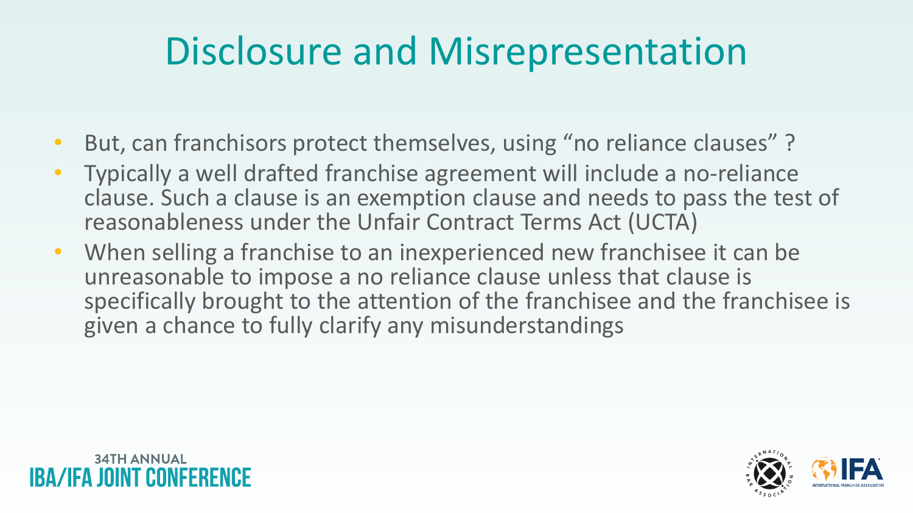# Disclosure and Misrepresentation

- But, can franchisors protect themselves, using “no reliance clauses” ?
- Typically a well drafted franchise agreement will include a no-reliance clause. Such a clause is an exemption clause and needs to pass the test of reasonableness under the Unfair Contract Terms Act (UCTA)
- When selling a franchise to an inexperienced new franchisee it can be unreasonable to impose a no reliance clause unless that clause is specifically brought to the attention of the franchisee and the franchisee is given a chance to fully clarify any misunderstandings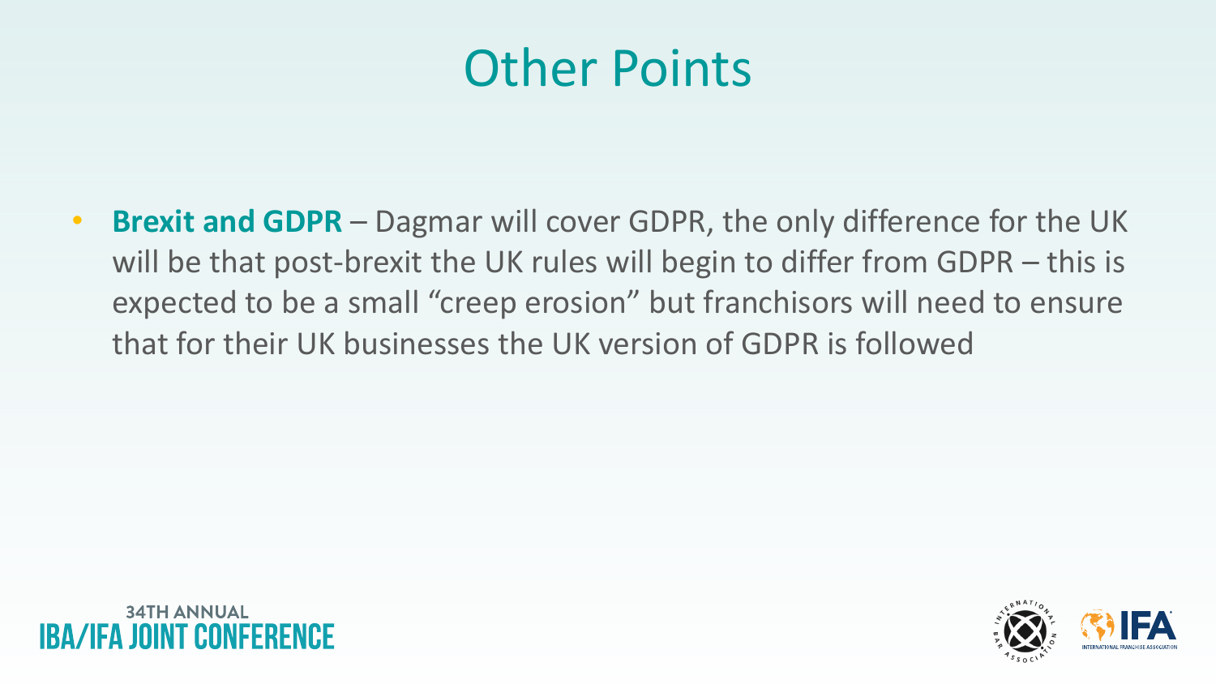# Other Points

- **Brexit and GDPR** – Dagmar will cover GDPR, the only difference for the UK will be that post-brexit the UK rules will begin to differ from GDPR – this is expected to be a small “creep erosion” but franchisors will need to ensure that for their UK businesses the UK version of GDPR is followed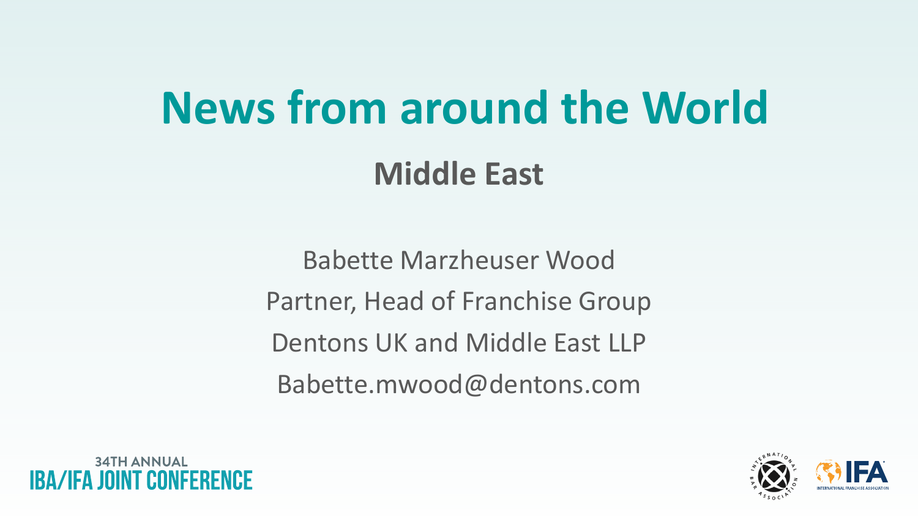# News from around the World

## Middle East

Babette Marzheuser Wood

Partner, Head of Franchise Group

Dentons UK and Middle East LLP

Babette.mwood@dentons.com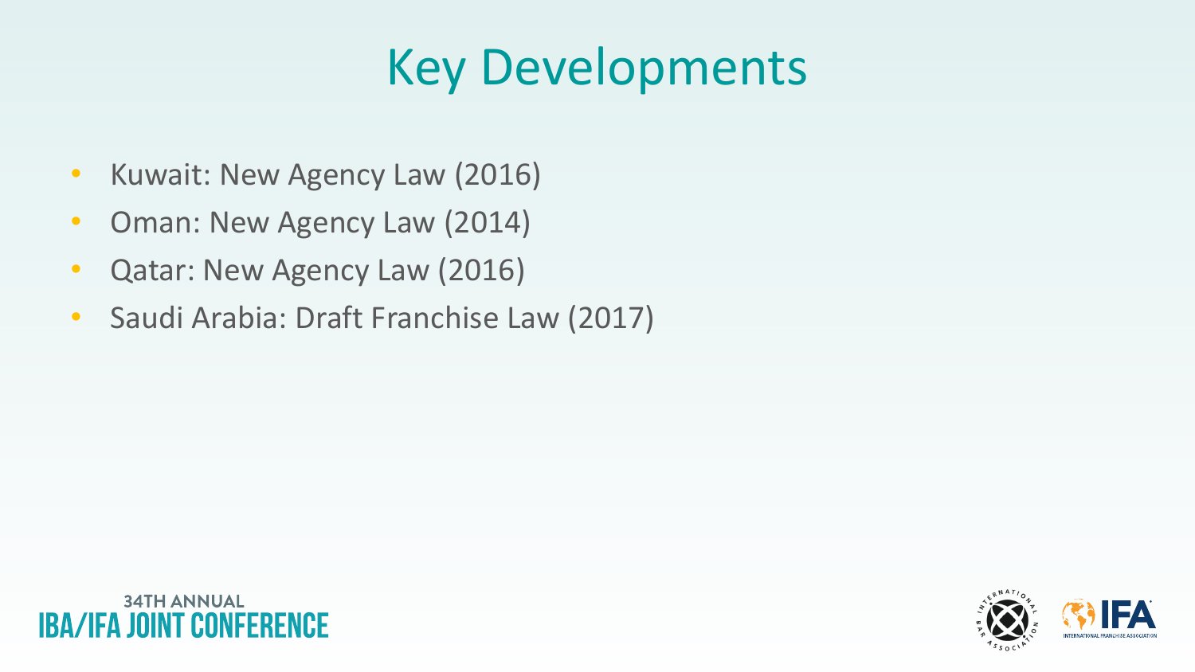# Key Developments

- Kuwait: New Agency Law (2016)
- Oman: New Agency Law (2014)
- Qatar: New Agency Law (2016)
- Saudi Arabia: Draft Franchise Law (2017)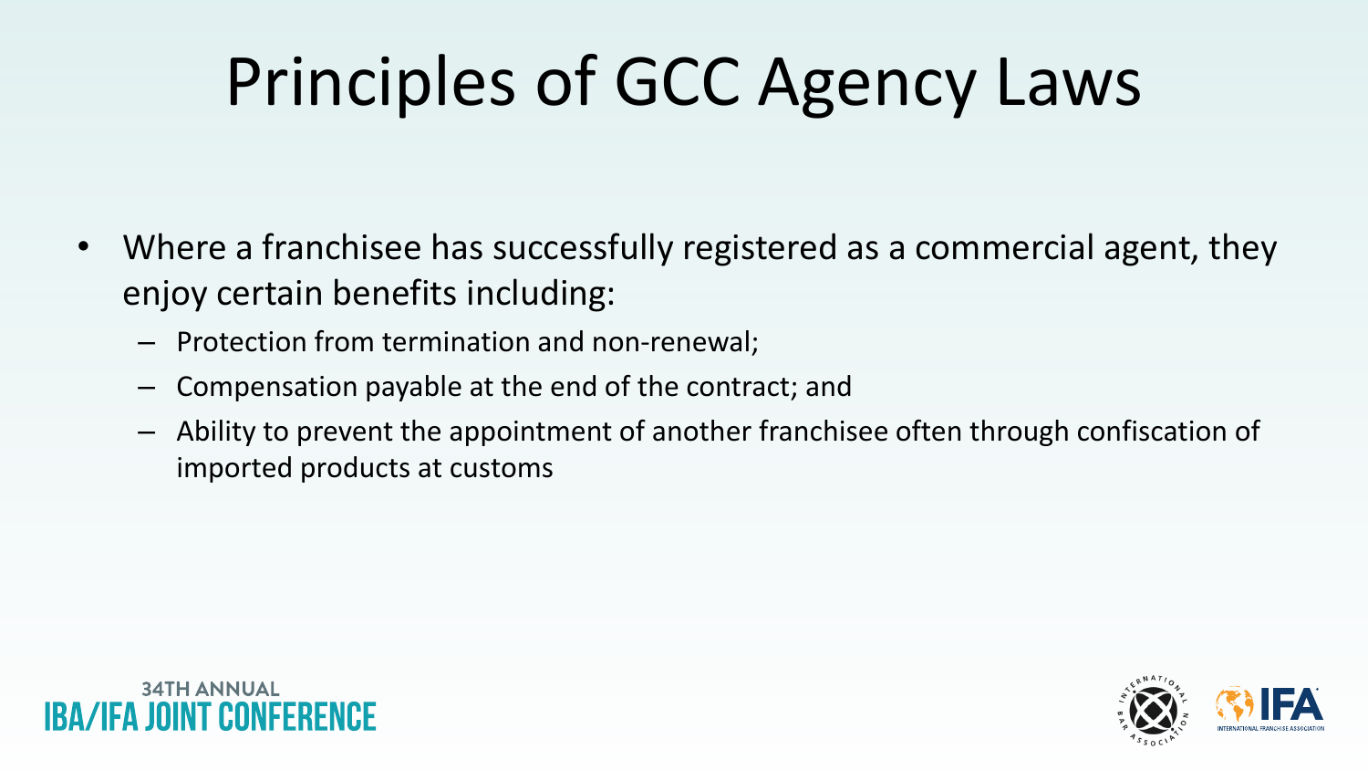# Principles of GCC Agency Laws

- Where a franchisee has successfully registered as a commercial agent, they enjoy certain benefits including:
  - Protection from termination and non-renewal;
  - Compensation payable at the end of the contract; and
  - Ability to prevent the appointment of another franchisee often through confiscation of imported products at customs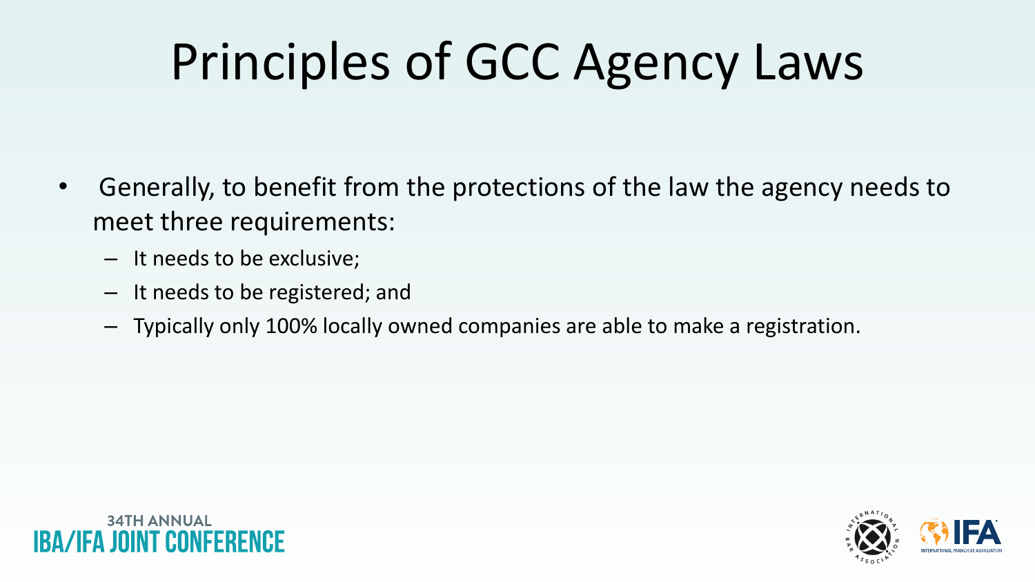# Principles of GCC Agency Laws

- Generally, to benefit from the protections of the law the agency needs to meet three requirements:
  - It needs to be exclusive;
  - It needs to be registered; and
  - Typically only 100% locally owned companies are able to make a registration.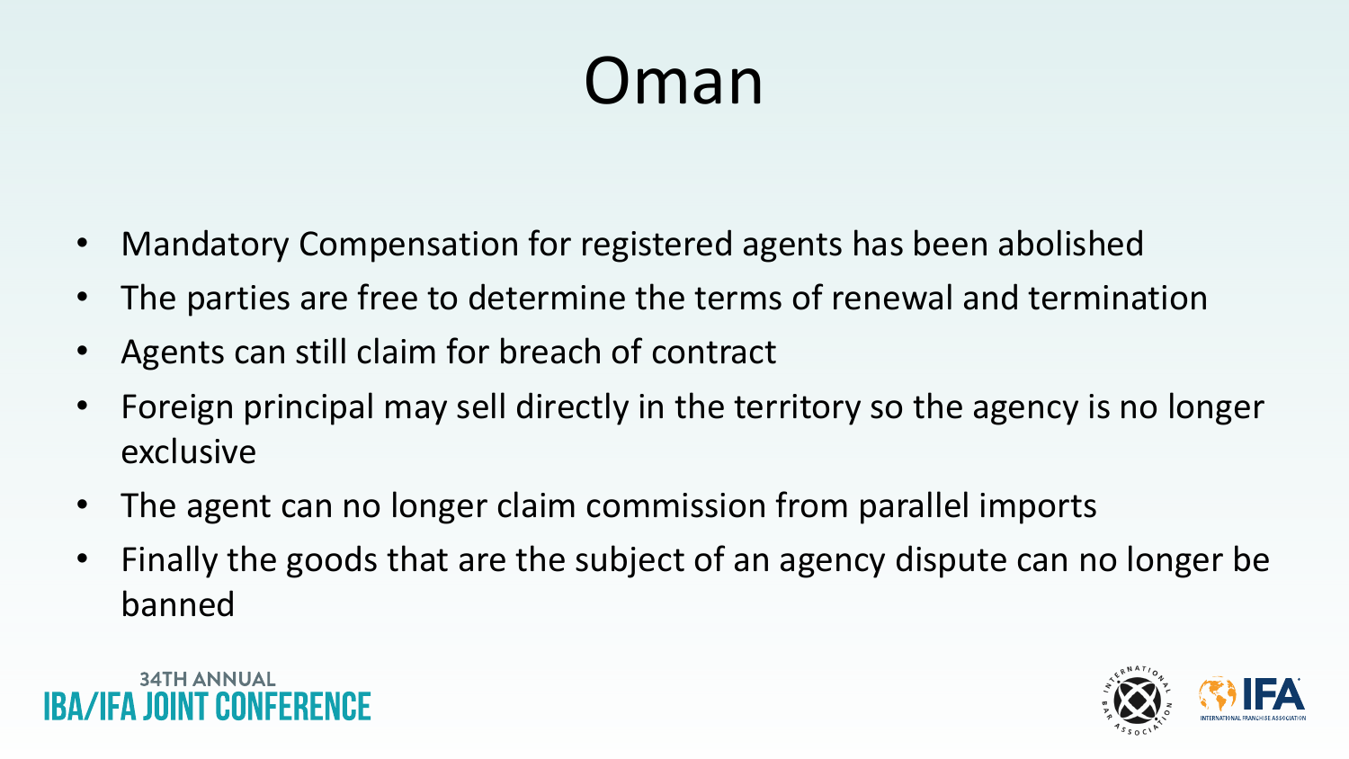# Oman

- Mandatory Compensation for registered agents has been abolished
- The parties are free to determine the terms of renewal and termination
- Agents can still claim for breach of contract
- Foreign principal may sell directly in the territory so the agency is no longer exclusive
- The agent can no longer claim commission from parallel imports
- Finally the goods that are the subject of an agency dispute can no longer be banned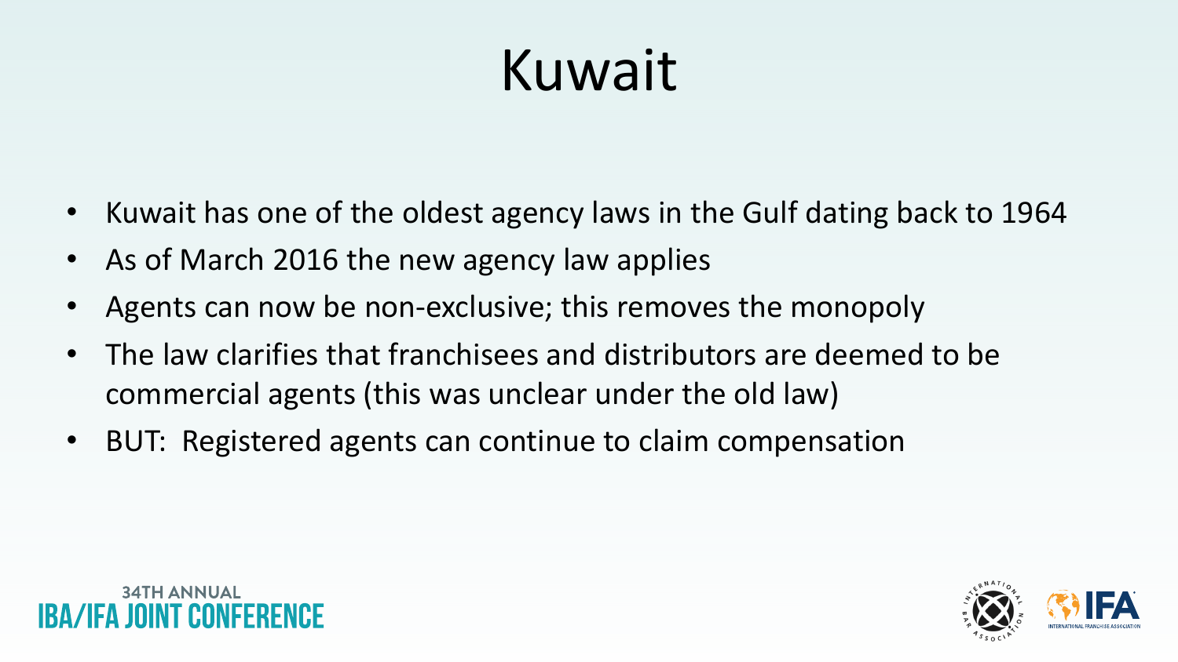# Kuwait

- Kuwait has one of the oldest agency laws in the Gulf dating back to 1964
- As of March 2016 the new agency law applies
- Agents can now be non-exclusive; this removes the monopoly
- The law clarifies that franchisees and distributors are deemed to be commercial agents (this was unclear under the old law)
- BUT: Registered agents can continue to claim compensation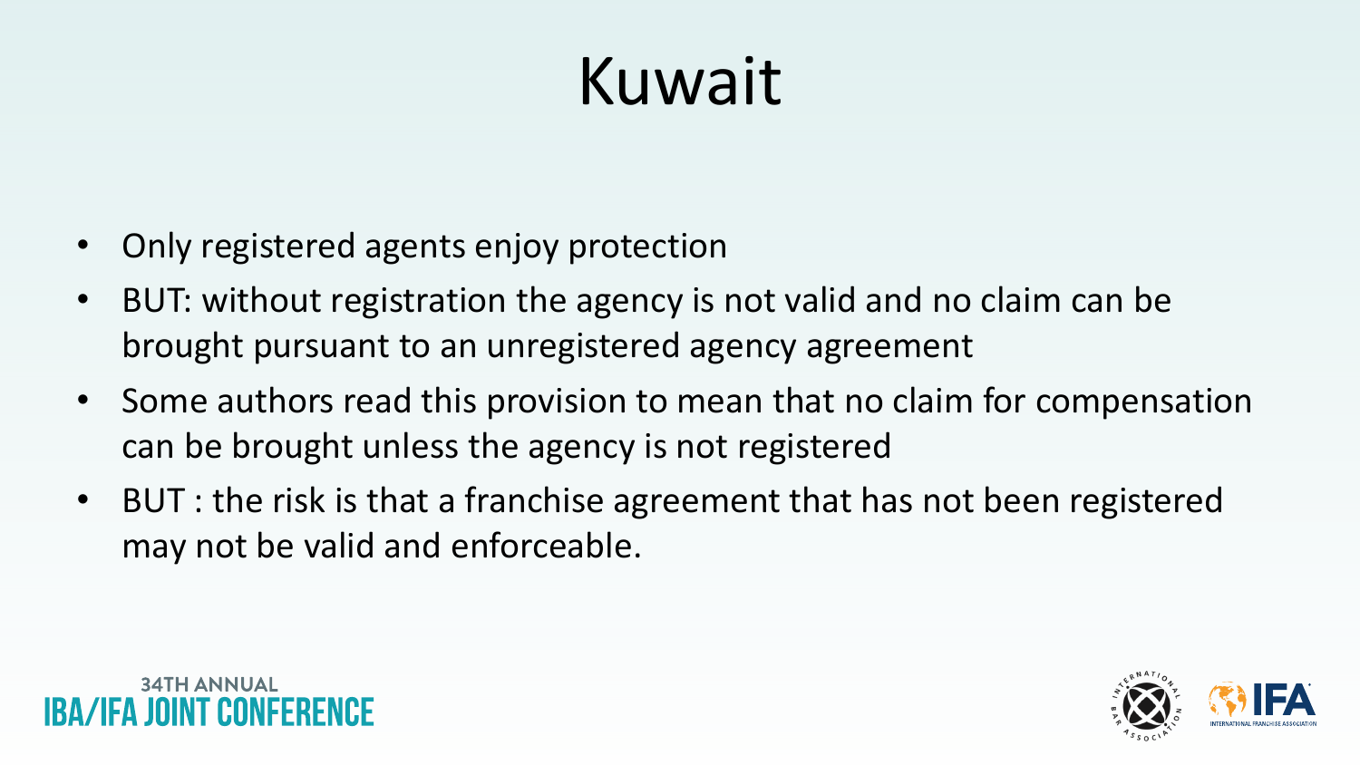# Kuwait

- Only registered agents enjoy protection
- BUT: without registration the agency is not valid and no claim can be brought pursuant to an unregistered agency agreement
- Some authors read this provision to mean that no claim for compensation can be brought unless the agency is not registered
- BUT : the risk is that a franchise agreement that has not been registered may not be valid and enforceable.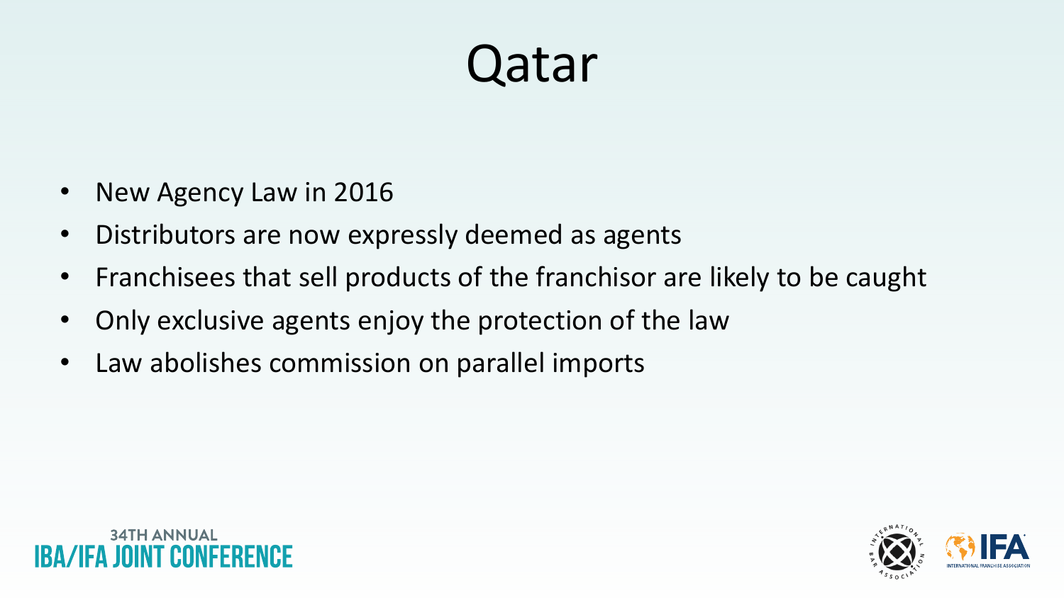# Qatar

- New Agency Law in 2016
- Distributors are now expressly deemed as agents
- Franchisees that sell products of the franchisor are likely to be caught
- Only exclusive agents enjoy the protection of the law
- Law abolishes commission on parallel imports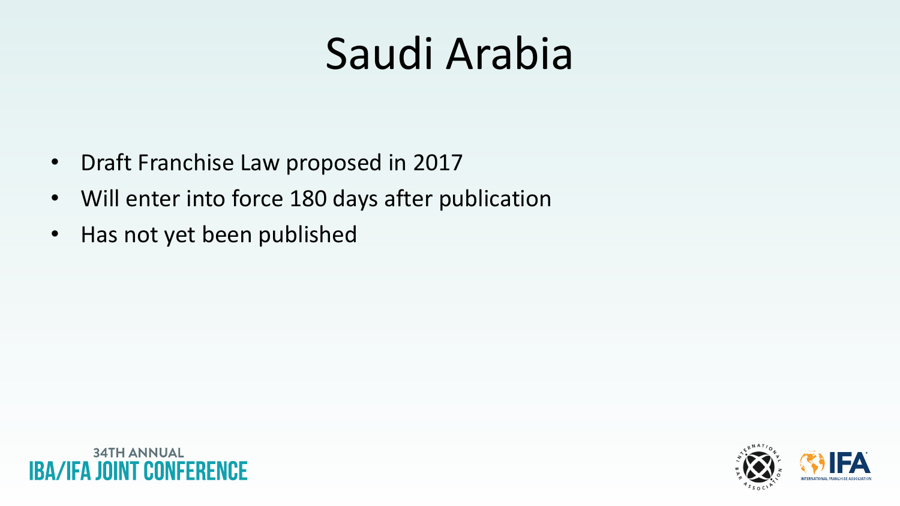# Saudi Arabia

- Draft Franchise Law proposed in 2017
- Will enter into force 180 days after publication
- Has not yet been published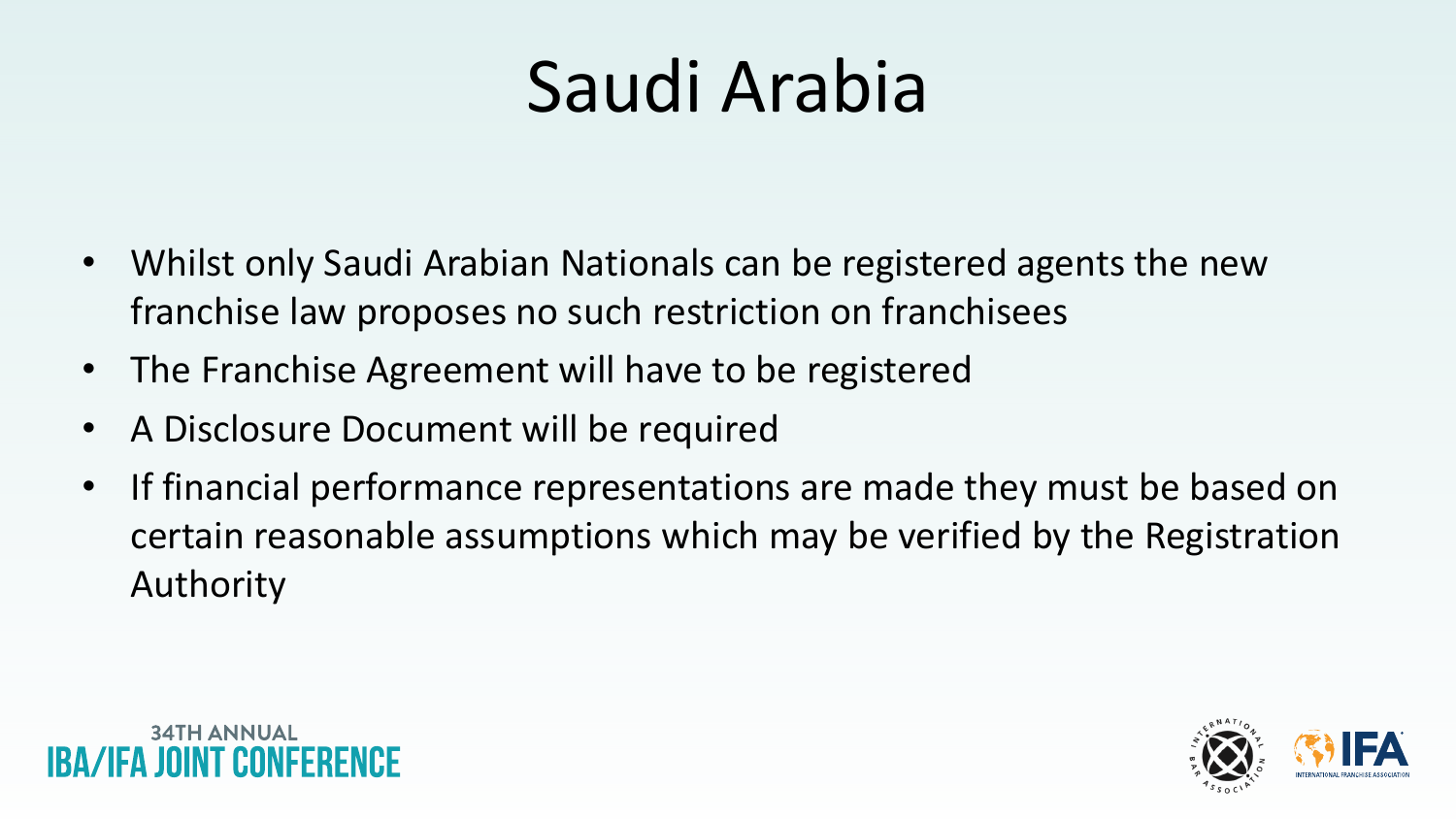# Saudi Arabia

- Whilst only Saudi Arabian Nationals can be registered agents the new franchise law proposes no such restriction on franchisees
- The Franchise Agreement will have to be registered
- A Disclosure Document will be required
- If financial performance representations are made they must be based on certain reasonable assumptions which may be verified by the Registration Authority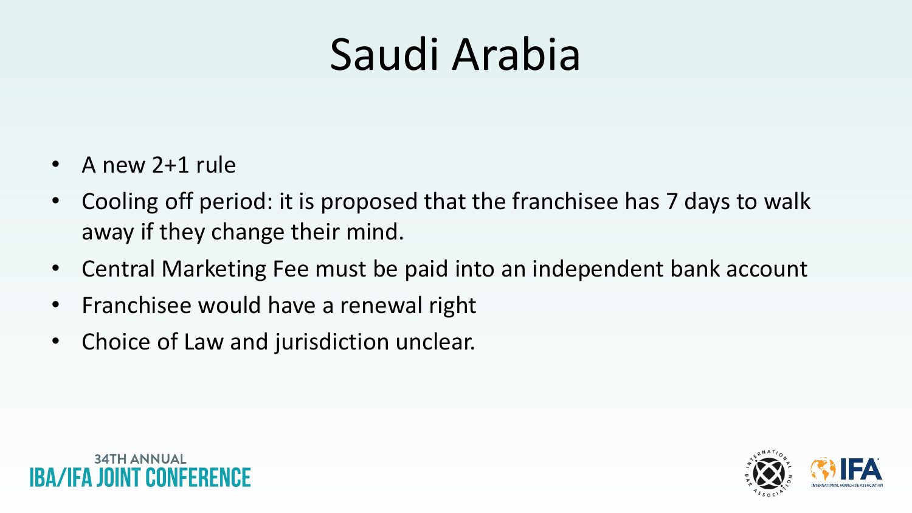# Saudi Arabia

- A new 2+1 rule
- Cooling off period: it is proposed that the franchisee has 7 days to walk away if they change their mind.
- Central Marketing Fee must be paid into an independent bank account
- Franchisee would have a renewal right
- Choice of Law and jurisdiction unclear.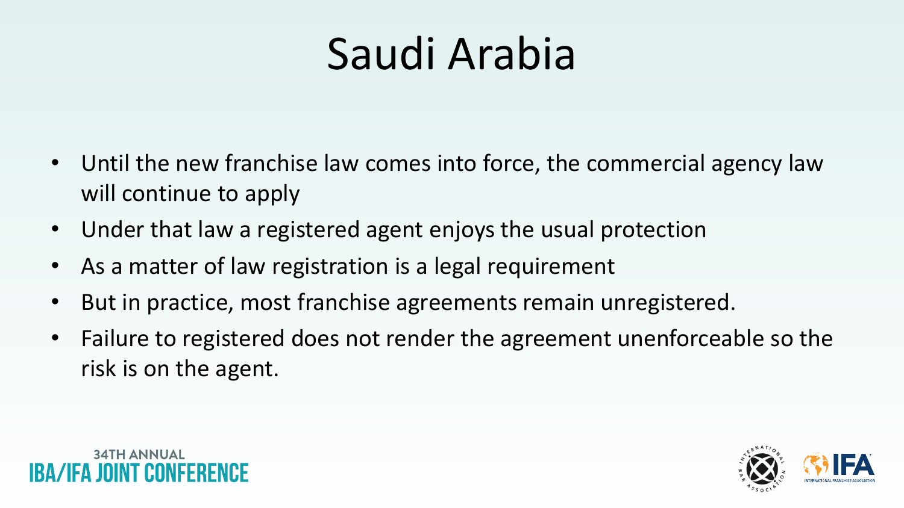# Saudi Arabia

- Until the new franchise law comes into force, the commercial agency law will continue to apply
- Under that law a registered agent enjoys the usual protection
- As a matter of law registration is a legal requirement
- But in practice, most franchise agreements remain unregistered.
- Failure to registered does not render the agreement unenforceable so the risk is on the agent.